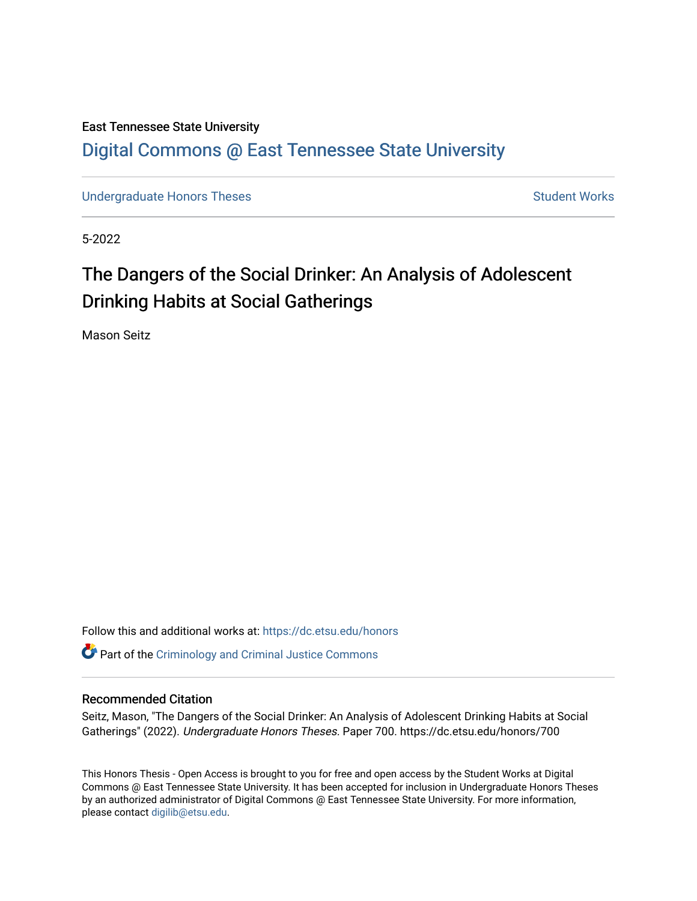East Tennessee State University

# Digital Commons @ East Tennessee State University

Undergraduate Honors Theses | Student Works

5-2022

# The Dangers of the Social Drinker: An Analysis of Adolescent Drinking Habits at Social Gatherings

Mason Seitz

Follow this and additional works at: https://dc.etsu.edu/honors

Part of the Criminology and Criminal Justice Commons

## Recommended Citation

Seitz, Mason, "The Dangers of the Social Drinker: An Analysis of Adolescent Drinking Habits at Social Gatherings" (2022). *Undergraduate Honors Theses.* Paper 700. https://dc.etsu.edu/honors/700

This Honors Thesis - Open Access is brought to you for free and open access by the Student Works at Digital Commons @ East Tennessee State University. It has been accepted for inclusion in Undergraduate Honors Theses by an authorized administrator of Digital Commons @ East Tennessee State University. For more information, please contact digilib@etsu.edu.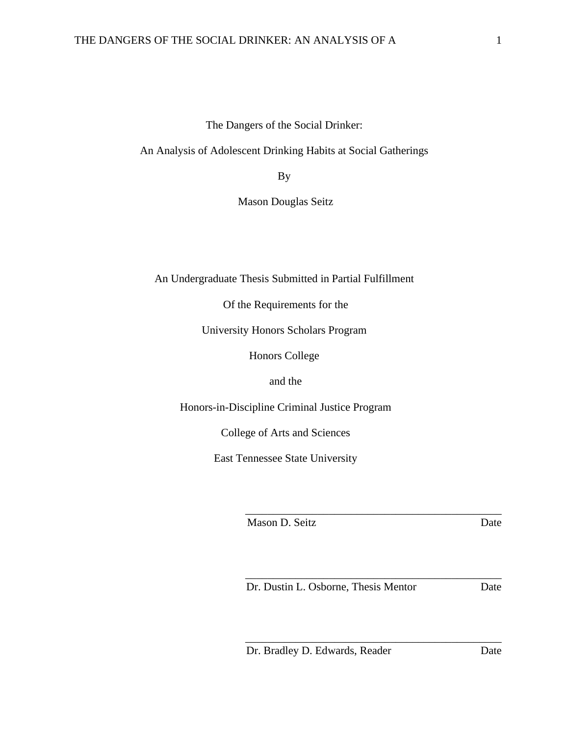The Dangers of the Social Drinker:

An Analysis of Adolescent Drinking Habits at Social Gatherings

By

Mason Douglas Seitz

An Undergraduate Thesis Submitted in Partial Fulfillment

Of the Requirements for the

University Honors Scholars Program

Honors College

and the

Honors-in-Discipline Criminal Justice Program

College of Arts and Sciences

East Tennessee State University

\_\_\_\_\_\_\_\_\_\_\_\_\_\_\_\_\_\_\_\_\_\_\_\_\_\_\_\_\_\_\_\_\_\_\_\_\_\_\_\_\_\_\_\_\_\_

Mason D. Seitz                    Date

\_\_\_\_\_\_\_\_\_\_\_\_\_\_\_\_\_\_\_\_\_\_\_\_\_\_\_\_\_\_\_\_\_\_\_\_\_\_\_\_\_\_\_\_\_\_

Dr. Dustin L. Osborne, Thesis Mentor                    Date

\_\_\_\_\_\_\_\_\_\_\_\_\_\_\_\_\_\_\_\_\_\_\_\_\_\_\_\_\_\_\_\_\_\_\_\_\_\_\_\_\_\_\_\_\_\_

Dr. Bradley D. Edwards, Reader                    Date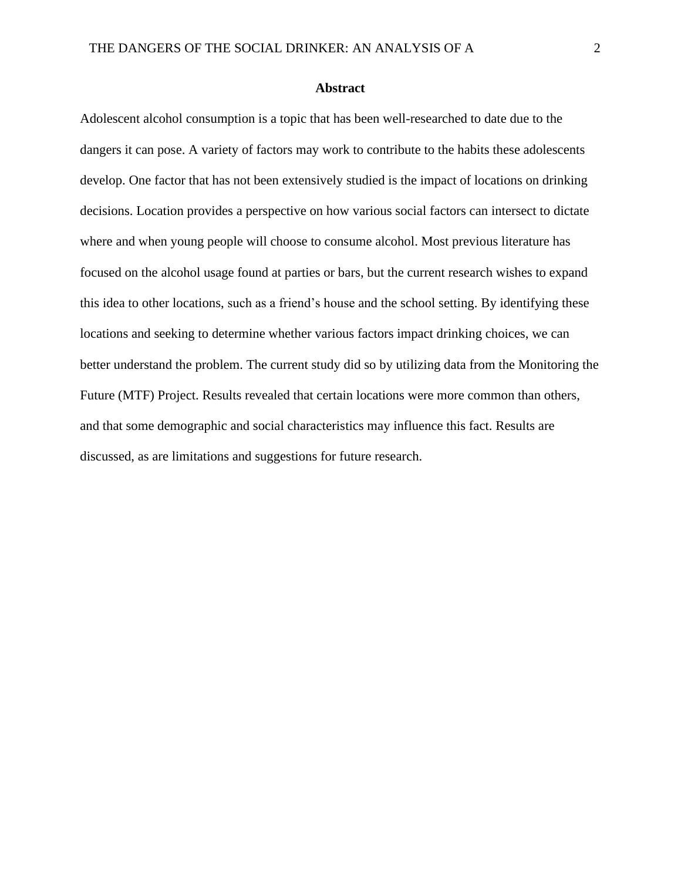## Abstract

Adolescent alcohol consumption is a topic that has been well-researched to date due to the dangers it can pose. A variety of factors may work to contribute to the habits these adolescents develop. One factor that has not been extensively studied is the impact of locations on drinking decisions. Location provides a perspective on how various social factors can intersect to dictate where and when young people will choose to consume alcohol. Most previous literature has focused on the alcohol usage found at parties or bars, but the current research wishes to expand this idea to other locations, such as a friend's house and the school setting. By identifying these locations and seeking to determine whether various factors impact drinking choices, we can better understand the problem. The current study did so by utilizing data from the Monitoring the Future (MTF) Project. Results revealed that certain locations were more common than others, and that some demographic and social characteristics may influence this fact. Results are discussed, as are limitations and suggestions for future research.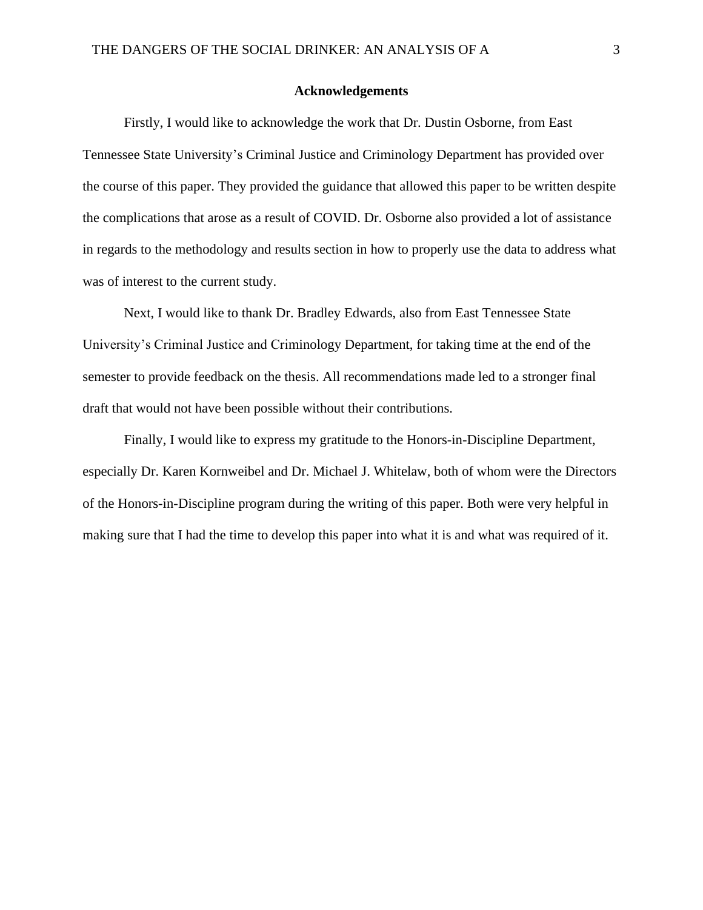## Acknowledgements

Firstly, I would like to acknowledge the work that Dr. Dustin Osborne, from East Tennessee State University's Criminal Justice and Criminology Department has provided over the course of this paper. They provided the guidance that allowed this paper to be written despite the complications that arose as a result of COVID. Dr. Osborne also provided a lot of assistance in regards to the methodology and results section in how to properly use the data to address what was of interest to the current study.

Next, I would like to thank Dr. Bradley Edwards, also from East Tennessee State University's Criminal Justice and Criminology Department, for taking time at the end of the semester to provide feedback on the thesis. All recommendations made led to a stronger final draft that would not have been possible without their contributions.

Finally, I would like to express my gratitude to the Honors-in-Discipline Department, especially Dr. Karen Kornweibel and Dr. Michael J. Whitelaw, both of whom were the Directors of the Honors-in-Discipline program during the writing of this paper. Both were very helpful in making sure that I had the time to develop this paper into what it is and what was required of it.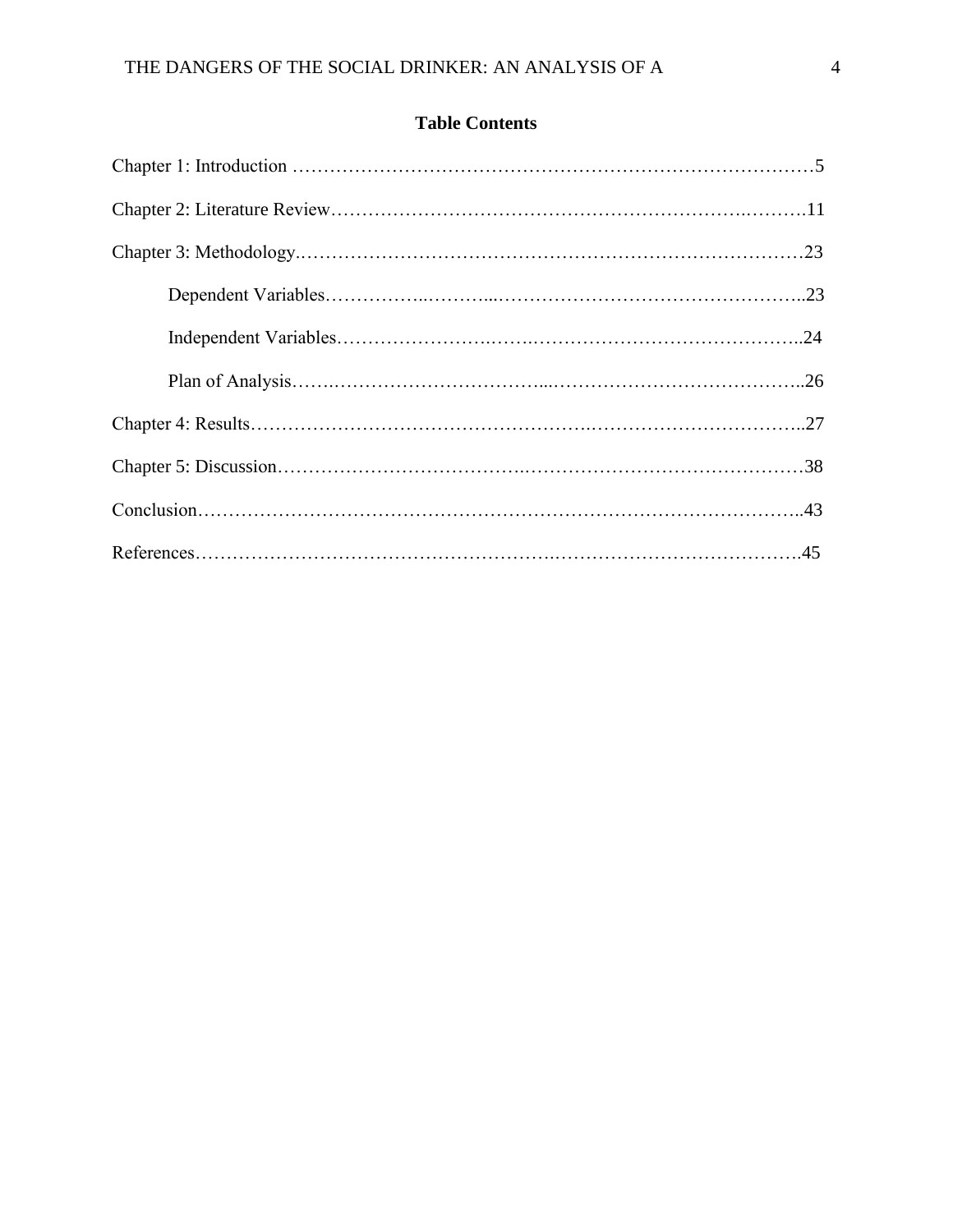**Table Contents**

Chapter 1: Introduction …………………………………………………………………………5

Chapter 2: Literature Review………….…………………………………………….……….11

Chapter 3: Methodology.………………………………………………………………………23

Dependent Variables……………..………...…………………………………………..23

Independent Variables…………………….…….……………………………………..24

Plan of Analysis…….……………………………...…………………………………..26

Chapter 4: Results……………………………………………….……………………………..27

Chapter 5: Discussion………………………………….………………………………………38

Conclusion……………………………………………………………………………………..43

References……………………………………………….…………………………………….45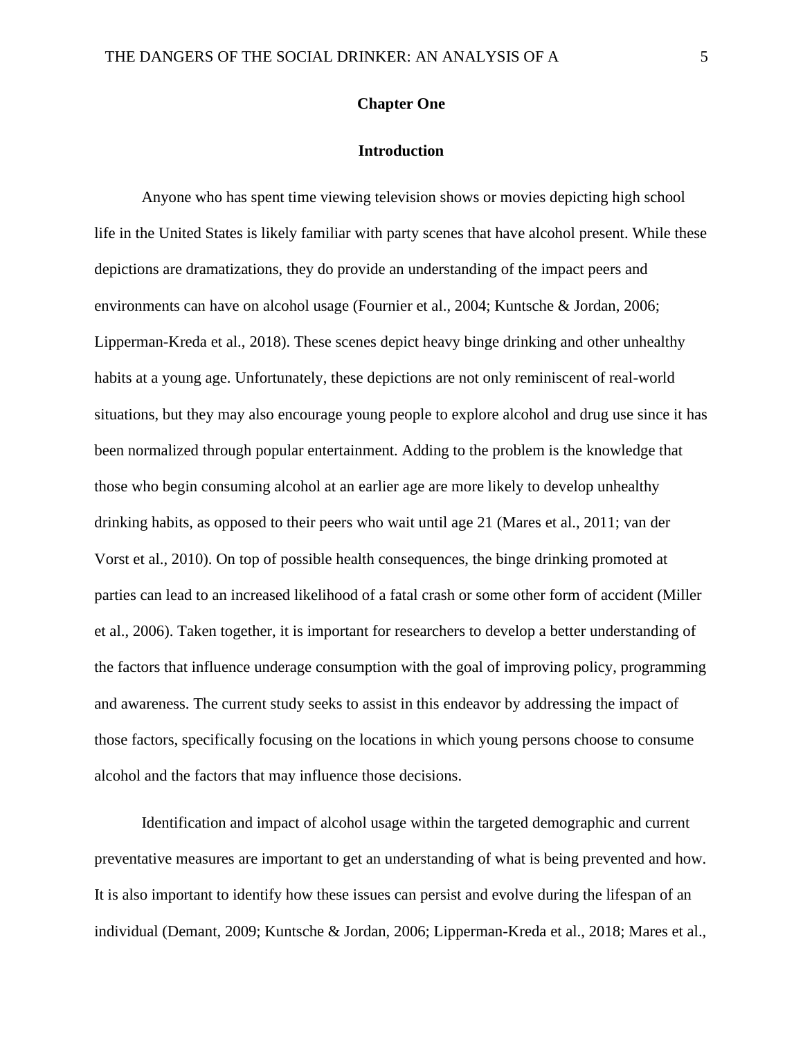# Chapter One

## Introduction

Anyone who has spent time viewing television shows or movies depicting high school life in the United States is likely familiar with party scenes that have alcohol present. While these depictions are dramatizations, they do provide an understanding of the impact peers and environments can have on alcohol usage (Fournier et al., 2004; Kuntsche & Jordan, 2006; Lipperman-Kreda et al., 2018). These scenes depict heavy binge drinking and other unhealthy habits at a young age. Unfortunately, these depictions are not only reminiscent of real-world situations, but they may also encourage young people to explore alcohol and drug use since it has been normalized through popular entertainment. Adding to the problem is the knowledge that those who begin consuming alcohol at an earlier age are more likely to develop unhealthy drinking habits, as opposed to their peers who wait until age 21 (Mares et al., 2011; van der Vorst et al., 2010). On top of possible health consequences, the binge drinking promoted at parties can lead to an increased likelihood of a fatal crash or some other form of accident (Miller et al., 2006). Taken together, it is important for researchers to develop a better understanding of the factors that influence underage consumption with the goal of improving policy, programming and awareness. The current study seeks to assist in this endeavor by addressing the impact of those factors, specifically focusing on the locations in which young persons choose to consume alcohol and the factors that may influence those decisions.

Identification and impact of alcohol usage within the targeted demographic and current preventative measures are important to get an understanding of what is being prevented and how. It is also important to identify how these issues can persist and evolve during the lifespan of an individual (Demant, 2009; Kuntsche & Jordan, 2006; Lipperman-Kreda et al., 2018; Mares et al.,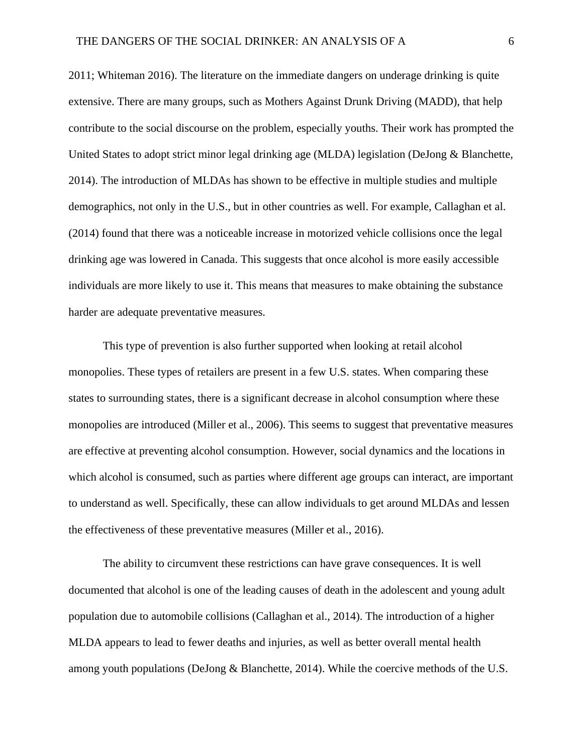2011; Whiteman 2016). The literature on the immediate dangers on underage drinking is quite extensive. There are many groups, such as Mothers Against Drunk Driving (MADD), that help contribute to the social discourse on the problem, especially youths. Their work has prompted the United States to adopt strict minor legal drinking age (MLDA) legislation (DeJong & Blanchette, 2014). The introduction of MLDAs has shown to be effective in multiple studies and multiple demographics, not only in the U.S., but in other countries as well. For example, Callaghan et al. (2014) found that there was a noticeable increase in motorized vehicle collisions once the legal drinking age was lowered in Canada. This suggests that once alcohol is more easily accessible individuals are more likely to use it. This means that measures to make obtaining the substance harder are adequate preventative measures.

This type of prevention is also further supported when looking at retail alcohol monopolies. These types of retailers are present in a few U.S. states. When comparing these states to surrounding states, there is a significant decrease in alcohol consumption where these monopolies are introduced (Miller et al., 2006). This seems to suggest that preventative measures are effective at preventing alcohol consumption. However, social dynamics and the locations in which alcohol is consumed, such as parties where different age groups can interact, are important to understand as well. Specifically, these can allow individuals to get around MLDAs and lessen the effectiveness of these preventative measures (Miller et al., 2016).

The ability to circumvent these restrictions can have grave consequences. It is well documented that alcohol is one of the leading causes of death in the adolescent and young adult population due to automobile collisions (Callaghan et al., 2014). The introduction of a higher MLDA appears to lead to fewer deaths and injuries, as well as better overall mental health among youth populations (DeJong & Blanchette, 2014). While the coercive methods of the U.S.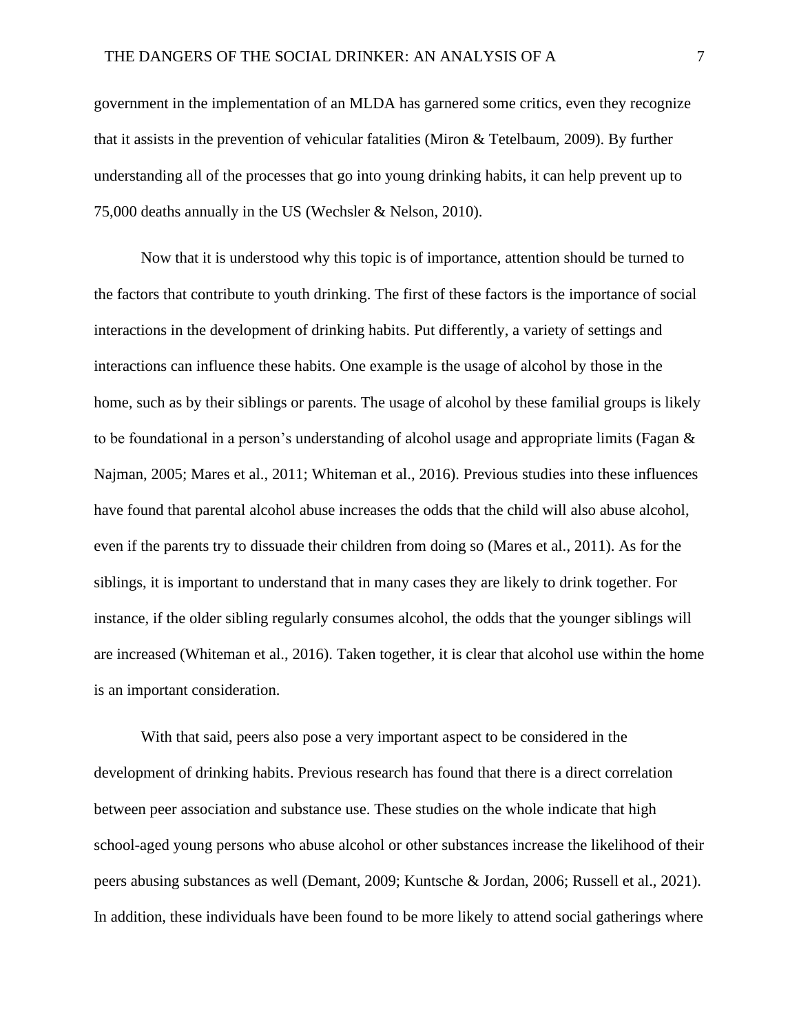government in the implementation of an MLDA has garnered some critics, even they recognize that it assists in the prevention of vehicular fatalities (Miron & Tetelbaum, 2009). By further understanding all of the processes that go into young drinking habits, it can help prevent up to 75,000 deaths annually in the US (Wechsler & Nelson, 2010).

Now that it is understood why this topic is of importance, attention should be turned to the factors that contribute to youth drinking. The first of these factors is the importance of social interactions in the development of drinking habits. Put differently, a variety of settings and interactions can influence these habits. One example is the usage of alcohol by those in the home, such as by their siblings or parents. The usage of alcohol by these familial groups is likely to be foundational in a person's understanding of alcohol usage and appropriate limits (Fagan & Najman, 2005; Mares et al., 2011; Whiteman et al., 2016). Previous studies into these influences have found that parental alcohol abuse increases the odds that the child will also abuse alcohol, even if the parents try to dissuade their children from doing so (Mares et al., 2011). As for the siblings, it is important to understand that in many cases they are likely to drink together. For instance, if the older sibling regularly consumes alcohol, the odds that the younger siblings will are increased (Whiteman et al., 2016). Taken together, it is clear that alcohol use within the home is an important consideration.

With that said, peers also pose a very important aspect to be considered in the development of drinking habits. Previous research has found that there is a direct correlation between peer association and substance use. These studies on the whole indicate that high school-aged young persons who abuse alcohol or other substances increase the likelihood of their peers abusing substances as well (Demant, 2009; Kuntsche & Jordan, 2006; Russell et al., 2021). In addition, these individuals have been found to be more likely to attend social gatherings where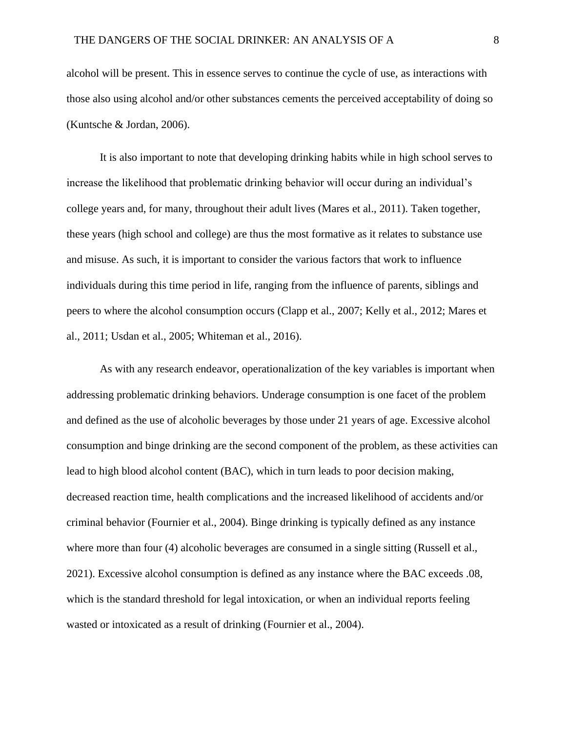alcohol will be present. This in essence serves to continue the cycle of use, as interactions with those also using alcohol and/or other substances cements the perceived acceptability of doing so (Kuntsche & Jordan, 2006).

It is also important to note that developing drinking habits while in high school serves to increase the likelihood that problematic drinking behavior will occur during an individual's college years and, for many, throughout their adult lives (Mares et al., 2011). Taken together, these years (high school and college) are thus the most formative as it relates to substance use and misuse. As such, it is important to consider the various factors that work to influence individuals during this time period in life, ranging from the influence of parents, siblings and peers to where the alcohol consumption occurs (Clapp et al., 2007; Kelly et al., 2012; Mares et al., 2011; Usdan et al., 2005; Whiteman et al., 2016).

As with any research endeavor, operationalization of the key variables is important when addressing problematic drinking behaviors. Underage consumption is one facet of the problem and defined as the use of alcoholic beverages by those under 21 years of age. Excessive alcohol consumption and binge drinking are the second component of the problem, as these activities can lead to high blood alcohol content (BAC), which in turn leads to poor decision making, decreased reaction time, health complications and the increased likelihood of accidents and/or criminal behavior (Fournier et al., 2004). Binge drinking is typically defined as any instance where more than four (4) alcoholic beverages are consumed in a single sitting (Russell et al., 2021). Excessive alcohol consumption is defined as any instance where the BAC exceeds .08, which is the standard threshold for legal intoxication, or when an individual reports feeling wasted or intoxicated as a result of drinking (Fournier et al., 2004).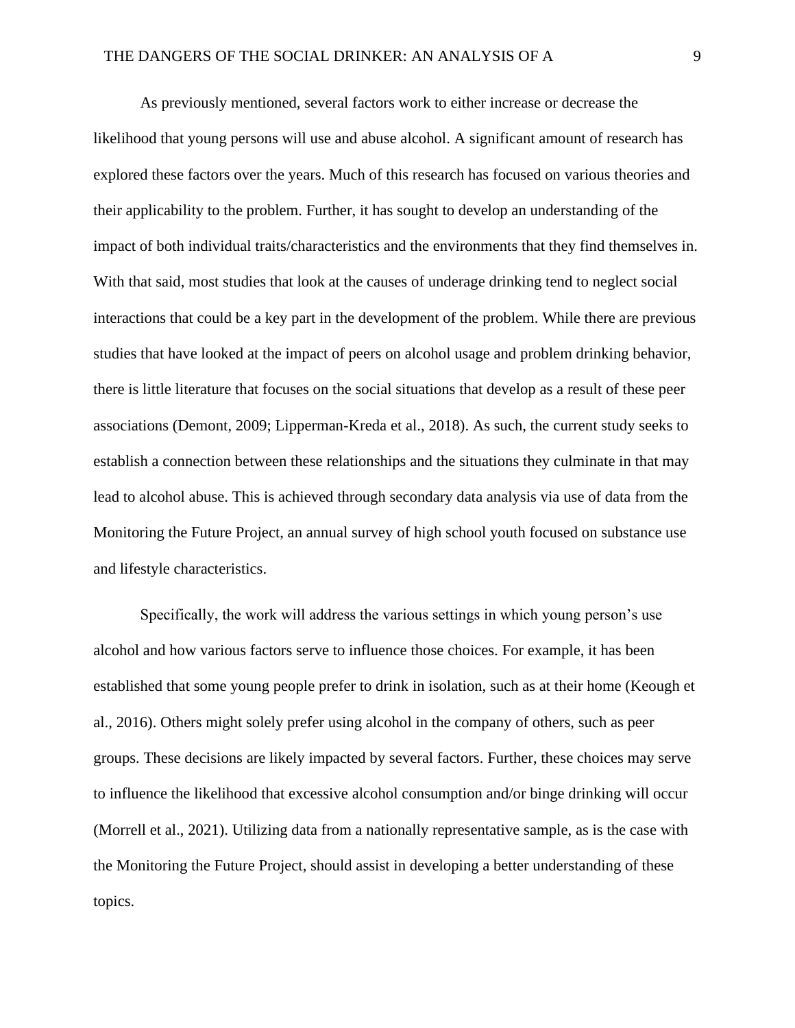As previously mentioned, several factors work to either increase or decrease the likelihood that young persons will use and abuse alcohol. A significant amount of research has explored these factors over the years. Much of this research has focused on various theories and their applicability to the problem. Further, it has sought to develop an understanding of the impact of both individual traits/characteristics and the environments that they find themselves in. With that said, most studies that look at the causes of underage drinking tend to neglect social interactions that could be a key part in the development of the problem. While there are previous studies that have looked at the impact of peers on alcohol usage and problem drinking behavior, there is little literature that focuses on the social situations that develop as a result of these peer associations (Demont, 2009; Lipperman-Kreda et al., 2018). As such, the current study seeks to establish a connection between these relationships and the situations they culminate in that may lead to alcohol abuse. This is achieved through secondary data analysis via use of data from the Monitoring the Future Project, an annual survey of high school youth focused on substance use and lifestyle characteristics.

Specifically, the work will address the various settings in which young person's use alcohol and how various factors serve to influence those choices. For example, it has been established that some young people prefer to drink in isolation, such as at their home (Keough et al., 2016). Others might solely prefer using alcohol in the company of others, such as peer groups. These decisions are likely impacted by several factors. Further, these choices may serve to influence the likelihood that excessive alcohol consumption and/or binge drinking will occur (Morrell et al., 2021). Utilizing data from a nationally representative sample, as is the case with the Monitoring the Future Project, should assist in developing a better understanding of these topics.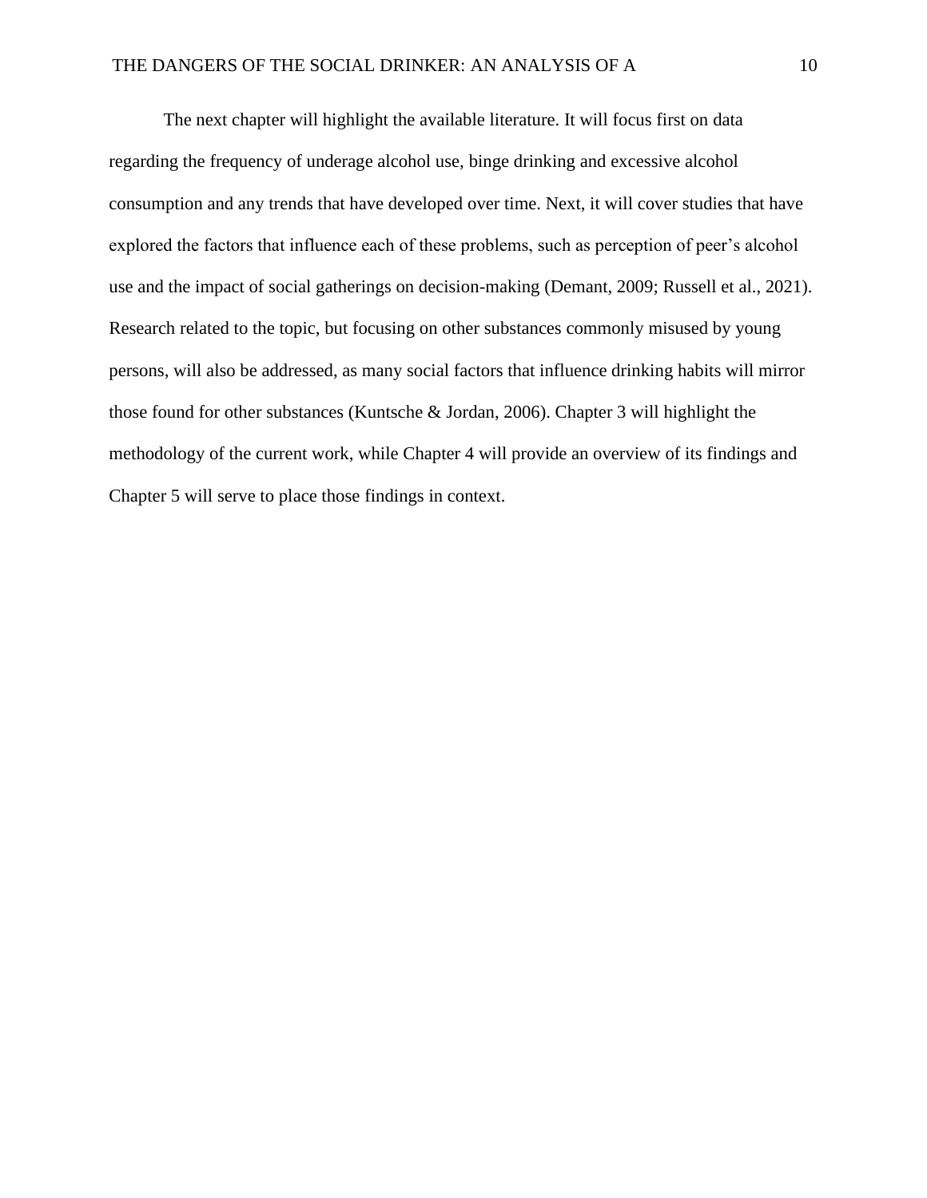The next chapter will highlight the available literature. It will focus first on data regarding the frequency of underage alcohol use, binge drinking and excessive alcohol consumption and any trends that have developed over time. Next, it will cover studies that have explored the factors that influence each of these problems, such as perception of peer's alcohol use and the impact of social gatherings on decision-making (Demant, 2009; Russell et al., 2021). Research related to the topic, but focusing on other substances commonly misused by young persons, will also be addressed, as many social factors that influence drinking habits will mirror those found for other substances (Kuntsche & Jordan, 2006). Chapter 3 will highlight the methodology of the current work, while Chapter 4 will provide an overview of its findings and Chapter 5 will serve to place those findings in context.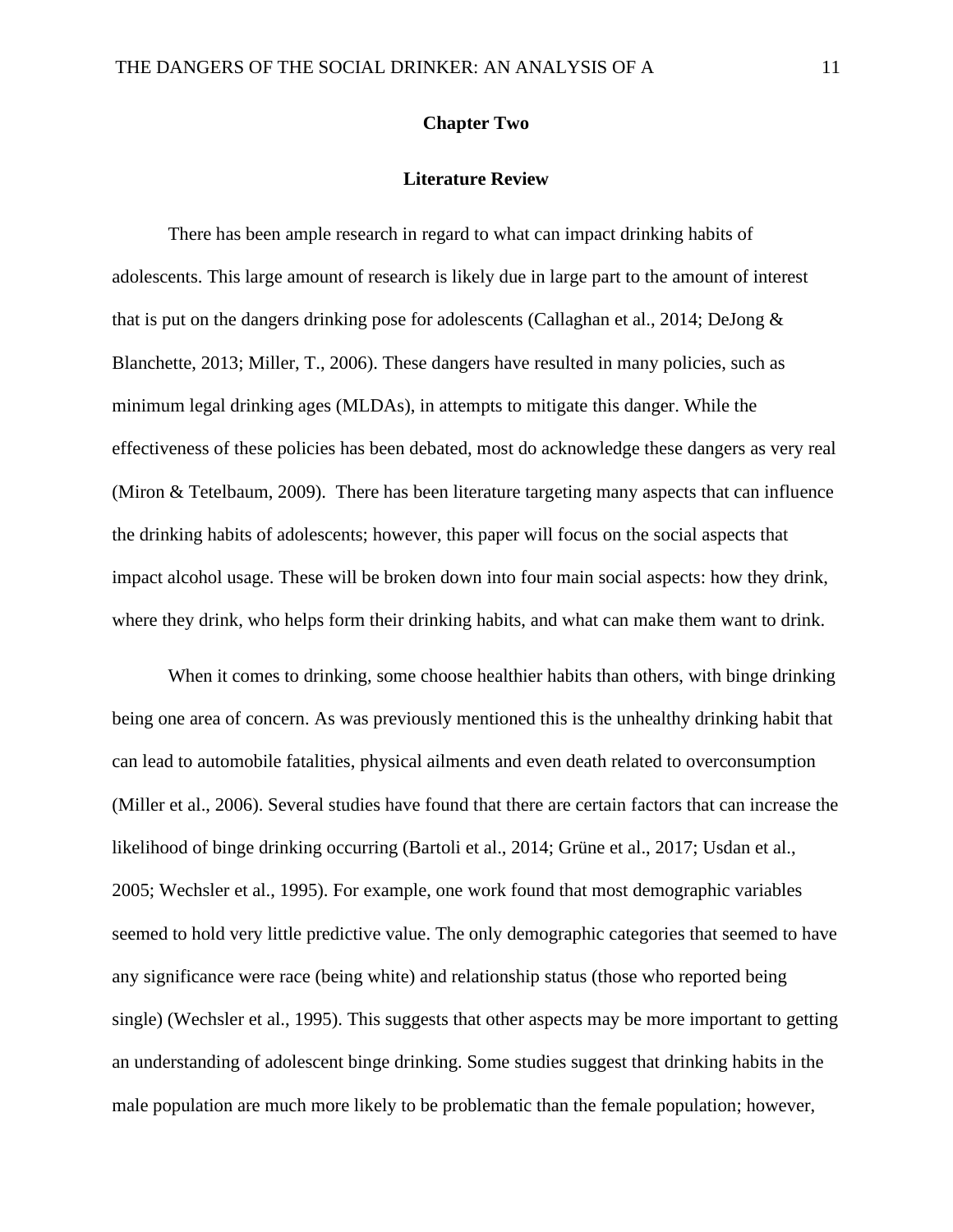## Chapter Two

### Literature Review

There has been ample research in regard to what can impact drinking habits of adolescents. This large amount of research is likely due in large part to the amount of interest that is put on the dangers drinking pose for adolescents (Callaghan et al., 2014; DeJong & Blanchette, 2013; Miller, T., 2006). These dangers have resulted in many policies, such as minimum legal drinking ages (MLDAs), in attempts to mitigate this danger. While the effectiveness of these policies has been debated, most do acknowledge these dangers as very real (Miron & Tetelbaum, 2009). There has been literature targeting many aspects that can influence the drinking habits of adolescents; however, this paper will focus on the social aspects that impact alcohol usage. These will be broken down into four main social aspects: how they drink, where they drink, who helps form their drinking habits, and what can make them want to drink.

When it comes to drinking, some choose healthier habits than others, with binge drinking being one area of concern. As was previously mentioned this is the unhealthy drinking habit that can lead to automobile fatalities, physical ailments and even death related to overconsumption (Miller et al., 2006). Several studies have found that there are certain factors that can increase the likelihood of binge drinking occurring (Bartoli et al., 2014; Grüne et al., 2017; Usdan et al., 2005; Wechsler et al., 1995). For example, one work found that most demographic variables seemed to hold very little predictive value. The only demographic categories that seemed to have any significance were race (being white) and relationship status (those who reported being single) (Wechsler et al., 1995). This suggests that other aspects may be more important to getting an understanding of adolescent binge drinking. Some studies suggest that drinking habits in the male population are much more likely to be problematic than the female population; however,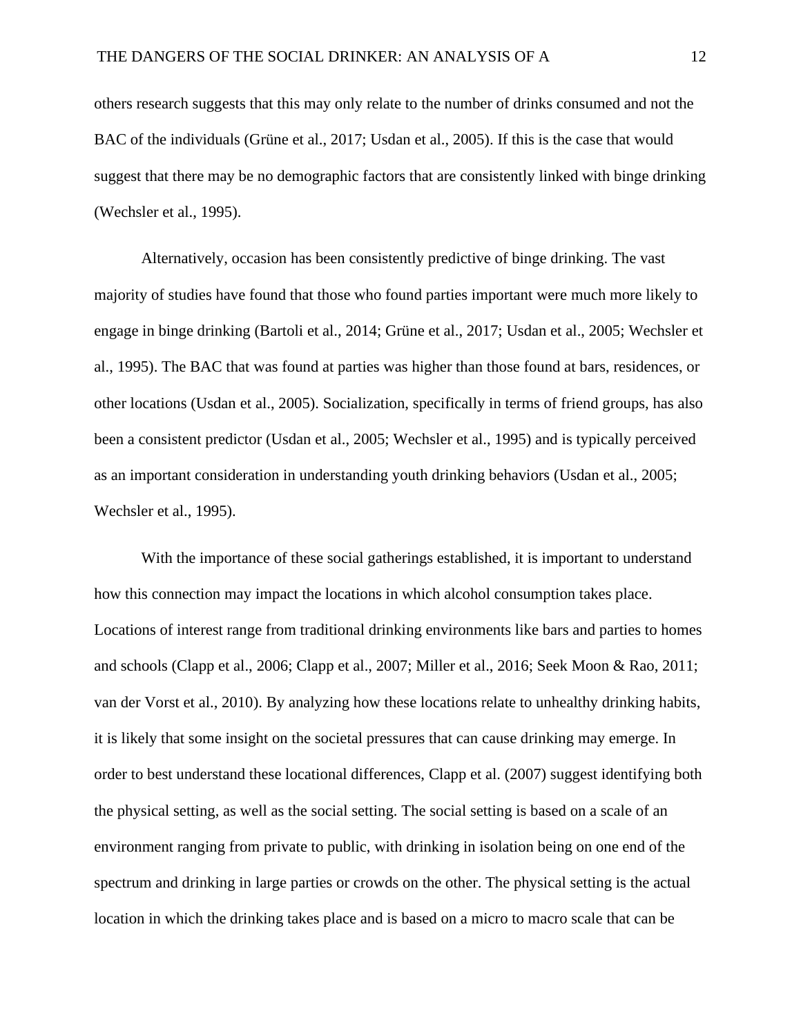others research suggests that this may only relate to the number of drinks consumed and not the BAC of the individuals (Grüne et al., 2017; Usdan et al., 2005). If this is the case that would suggest that there may be no demographic factors that are consistently linked with binge drinking (Wechsler et al., 1995).

Alternatively, occasion has been consistently predictive of binge drinking. The vast majority of studies have found that those who found parties important were much more likely to engage in binge drinking (Bartoli et al., 2014; Grüne et al., 2017; Usdan et al., 2005; Wechsler et al., 1995). The BAC that was found at parties was higher than those found at bars, residences, or other locations (Usdan et al., 2005). Socialization, specifically in terms of friend groups, has also been a consistent predictor (Usdan et al., 2005; Wechsler et al., 1995) and is typically perceived as an important consideration in understanding youth drinking behaviors (Usdan et al., 2005; Wechsler et al., 1995).

With the importance of these social gatherings established, it is important to understand how this connection may impact the locations in which alcohol consumption takes place. Locations of interest range from traditional drinking environments like bars and parties to homes and schools (Clapp et al., 2006; Clapp et al., 2007; Miller et al., 2016; Seek Moon & Rao, 2011; van der Vorst et al., 2010). By analyzing how these locations relate to unhealthy drinking habits, it is likely that some insight on the societal pressures that can cause drinking may emerge. In order to best understand these locational differences, Clapp et al. (2007) suggest identifying both the physical setting, as well as the social setting. The social setting is based on a scale of an environment ranging from private to public, with drinking in isolation being on one end of the spectrum and drinking in large parties or crowds on the other. The physical setting is the actual location in which the drinking takes place and is based on a micro to macro scale that can be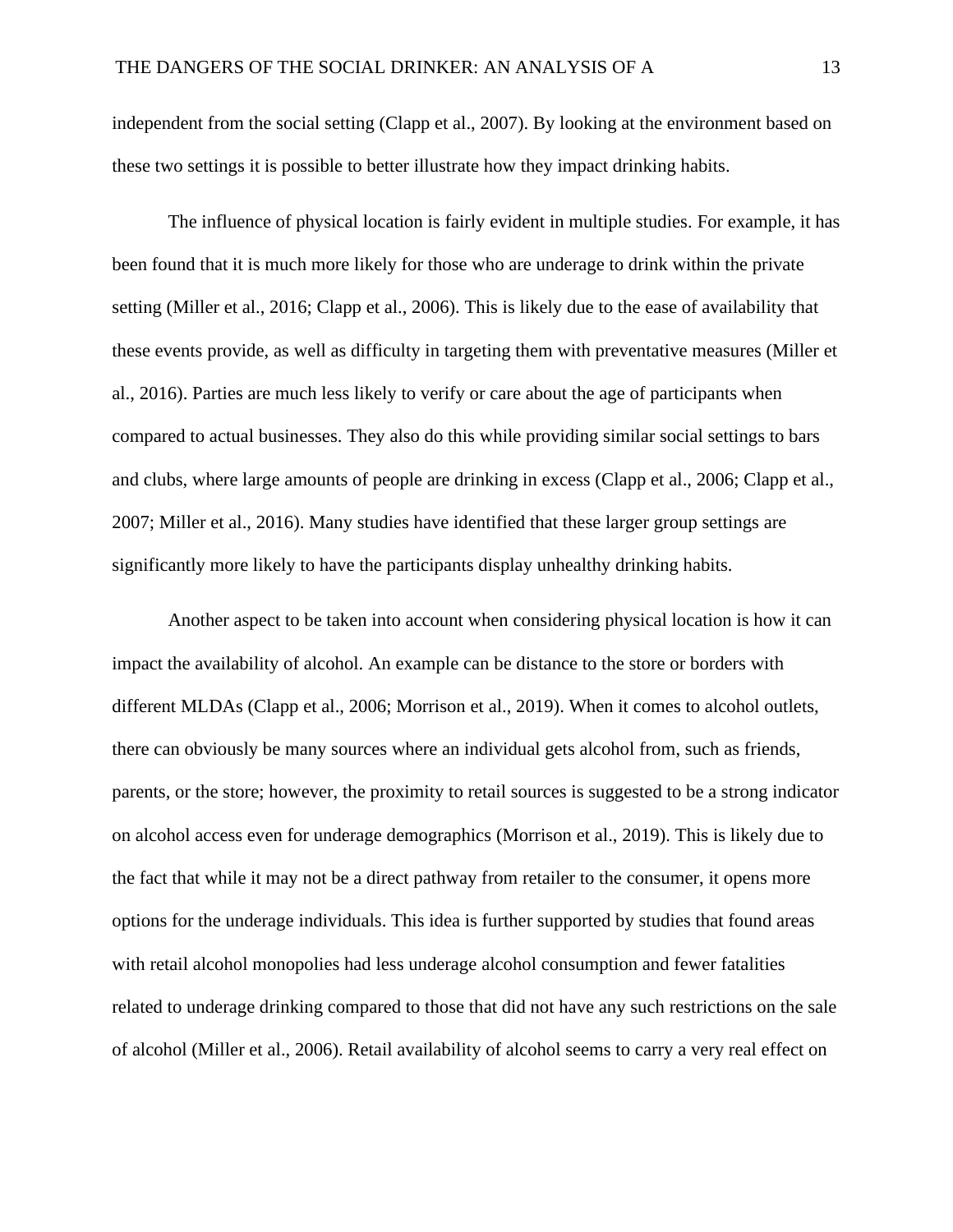independent from the social setting (Clapp et al., 2007). By looking at the environment based on these two settings it is possible to better illustrate how they impact drinking habits.

The influence of physical location is fairly evident in multiple studies. For example, it has been found that it is much more likely for those who are underage to drink within the private setting (Miller et al., 2016; Clapp et al., 2006). This is likely due to the ease of availability that these events provide, as well as difficulty in targeting them with preventative measures (Miller et al., 2016). Parties are much less likely to verify or care about the age of participants when compared to actual businesses. They also do this while providing similar social settings to bars and clubs, where large amounts of people are drinking in excess (Clapp et al., 2006; Clapp et al., 2007; Miller et al., 2016). Many studies have identified that these larger group settings are significantly more likely to have the participants display unhealthy drinking habits.

Another aspect to be taken into account when considering physical location is how it can impact the availability of alcohol. An example can be distance to the store or borders with different MLDAs (Clapp et al., 2006; Morrison et al., 2019). When it comes to alcohol outlets, there can obviously be many sources where an individual gets alcohol from, such as friends, parents, or the store; however, the proximity to retail sources is suggested to be a strong indicator on alcohol access even for underage demographics (Morrison et al., 2019). This is likely due to the fact that while it may not be a direct pathway from retailer to the consumer, it opens more options for the underage individuals. This idea is further supported by studies that found areas with retail alcohol monopolies had less underage alcohol consumption and fewer fatalities related to underage drinking compared to those that did not have any such restrictions on the sale of alcohol (Miller et al., 2006). Retail availability of alcohol seems to carry a very real effect on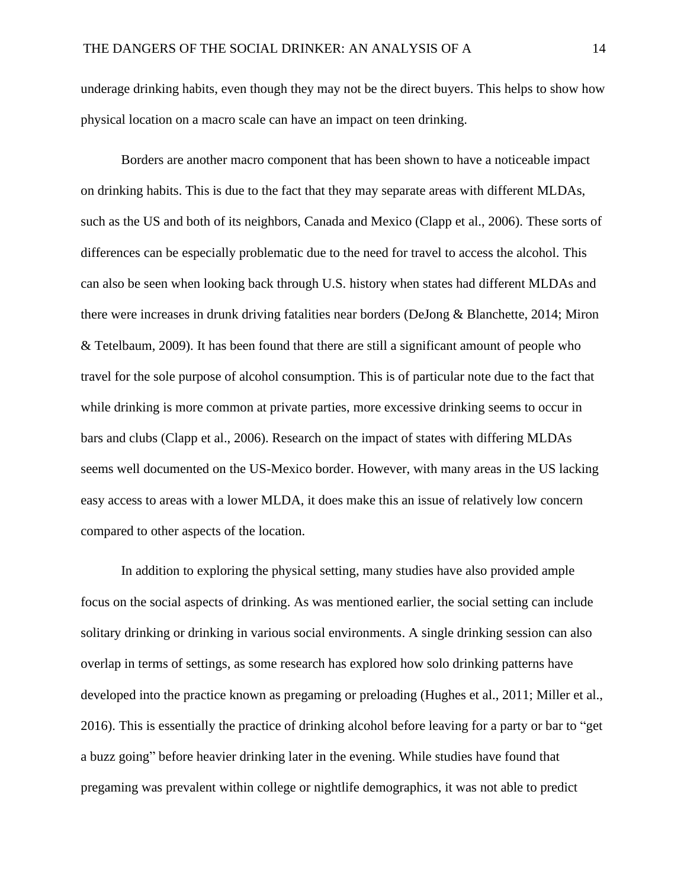underage drinking habits, even though they may not be the direct buyers. This helps to show how physical location on a macro scale can have an impact on teen drinking.

Borders are another macro component that has been shown to have a noticeable impact on drinking habits. This is due to the fact that they may separate areas with different MLDAs, such as the US and both of its neighbors, Canada and Mexico (Clapp et al., 2006). These sorts of differences can be especially problematic due to the need for travel to access the alcohol. This can also be seen when looking back through U.S. history when states had different MLDAs and there were increases in drunk driving fatalities near borders (DeJong & Blanchette, 2014; Miron & Tetelbaum, 2009). It has been found that there are still a significant amount of people who travel for the sole purpose of alcohol consumption. This is of particular note due to the fact that while drinking is more common at private parties, more excessive drinking seems to occur in bars and clubs (Clapp et al., 2006). Research on the impact of states with differing MLDAs seems well documented on the US-Mexico border. However, with many areas in the US lacking easy access to areas with a lower MLDA, it does make this an issue of relatively low concern compared to other aspects of the location.

In addition to exploring the physical setting, many studies have also provided ample focus on the social aspects of drinking. As was mentioned earlier, the social setting can include solitary drinking or drinking in various social environments. A single drinking session can also overlap in terms of settings, as some research has explored how solo drinking patterns have developed into the practice known as pregaming or preloading (Hughes et al., 2011; Miller et al., 2016). This is essentially the practice of drinking alcohol before leaving for a party or bar to "get a buzz going" before heavier drinking later in the evening. While studies have found that pregaming was prevalent within college or nightlife demographics, it was not able to predict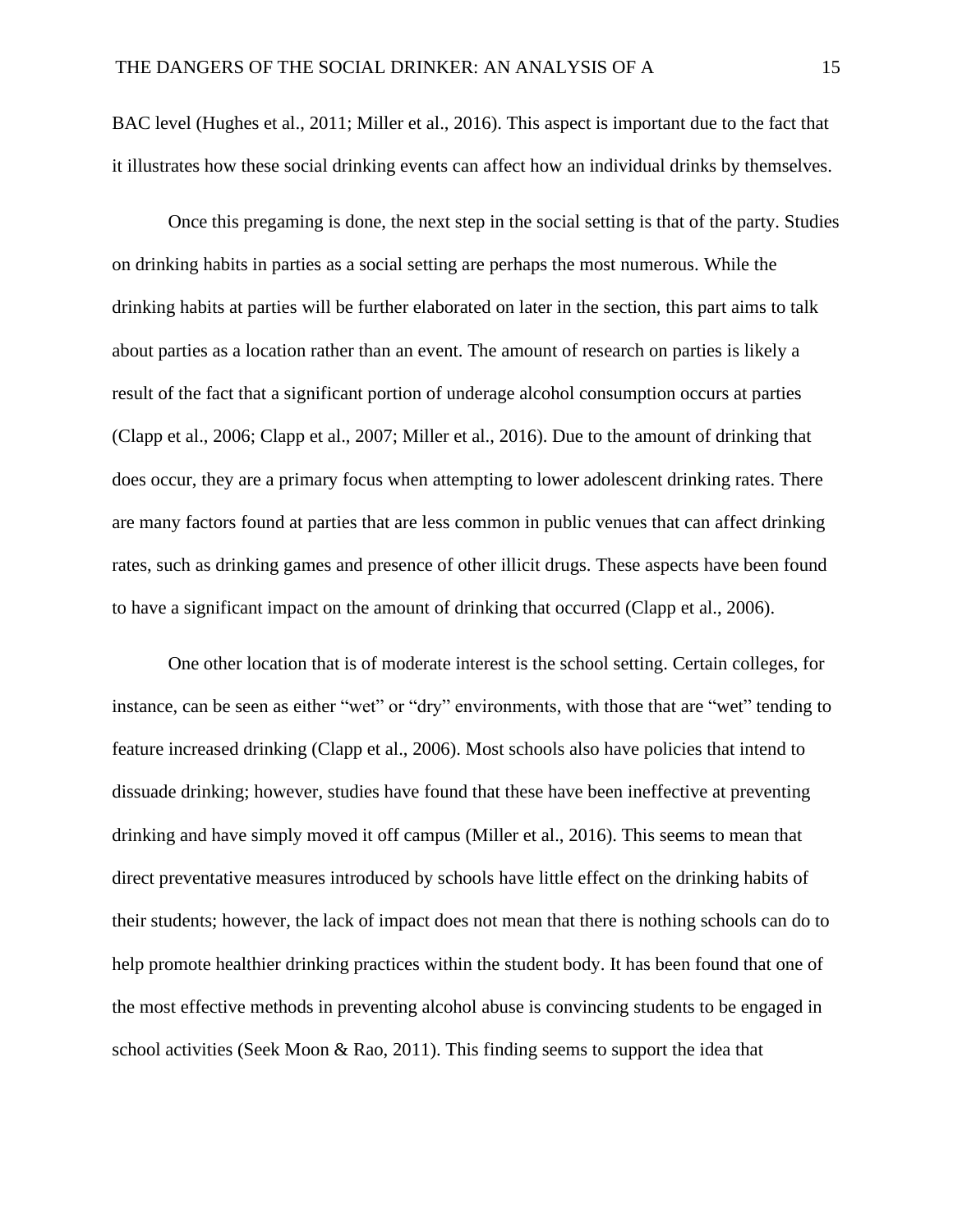BAC level (Hughes et al., 2011; Miller et al., 2016). This aspect is important due to the fact that it illustrates how these social drinking events can affect how an individual drinks by themselves.

Once this pregaming is done, the next step in the social setting is that of the party. Studies on drinking habits in parties as a social setting are perhaps the most numerous. While the drinking habits at parties will be further elaborated on later in the section, this part aims to talk about parties as a location rather than an event. The amount of research on parties is likely a result of the fact that a significant portion of underage alcohol consumption occurs at parties (Clapp et al., 2006; Clapp et al., 2007; Miller et al., 2016). Due to the amount of drinking that does occur, they are a primary focus when attempting to lower adolescent drinking rates. There are many factors found at parties that are less common in public venues that can affect drinking rates, such as drinking games and presence of other illicit drugs. These aspects have been found to have a significant impact on the amount of drinking that occurred (Clapp et al., 2006).

One other location that is of moderate interest is the school setting. Certain colleges, for instance, can be seen as either "wet" or "dry" environments, with those that are "wet" tending to feature increased drinking (Clapp et al., 2006). Most schools also have policies that intend to dissuade drinking; however, studies have found that these have been ineffective at preventing drinking and have simply moved it off campus (Miller et al., 2016). This seems to mean that direct preventative measures introduced by schools have little effect on the drinking habits of their students; however, the lack of impact does not mean that there is nothing schools can do to help promote healthier drinking practices within the student body. It has been found that one of the most effective methods in preventing alcohol abuse is convincing students to be engaged in school activities (Seek Moon & Rao, 2011). This finding seems to support the idea that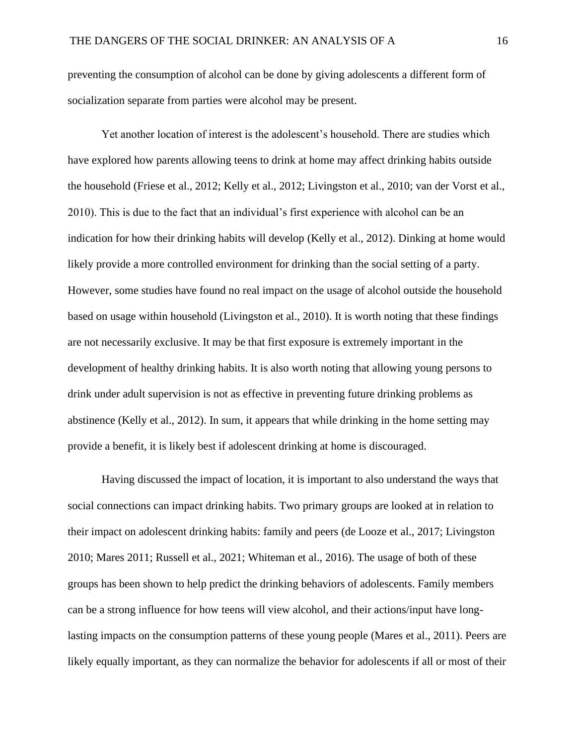preventing the consumption of alcohol can be done by giving adolescents a different form of socialization separate from parties were alcohol may be present.

Yet another location of interest is the adolescent's household. There are studies which have explored how parents allowing teens to drink at home may affect drinking habits outside the household (Friese et al., 2012; Kelly et al., 2012; Livingston et al., 2010; van der Vorst et al., 2010). This is due to the fact that an individual's first experience with alcohol can be an indication for how their drinking habits will develop (Kelly et al., 2012). Dinking at home would likely provide a more controlled environment for drinking than the social setting of a party. However, some studies have found no real impact on the usage of alcohol outside the household based on usage within household (Livingston et al., 2010). It is worth noting that these findings are not necessarily exclusive. It may be that first exposure is extremely important in the development of healthy drinking habits. It is also worth noting that allowing young persons to drink under adult supervision is not as effective in preventing future drinking problems as abstinence (Kelly et al., 2012). In sum, it appears that while drinking in the home setting may provide a benefit, it is likely best if adolescent drinking at home is discouraged.

Having discussed the impact of location, it is important to also understand the ways that social connections can impact drinking habits. Two primary groups are looked at in relation to their impact on adolescent drinking habits: family and peers (de Looze et al., 2017; Livingston 2010; Mares 2011; Russell et al., 2021; Whiteman et al., 2016). The usage of both of these groups has been shown to help predict the drinking behaviors of adolescents. Family members can be a strong influence for how teens will view alcohol, and their actions/input have long-lasting impacts on the consumption patterns of these young people (Mares et al., 2011). Peers are likely equally important, as they can normalize the behavior for adolescents if all or most of their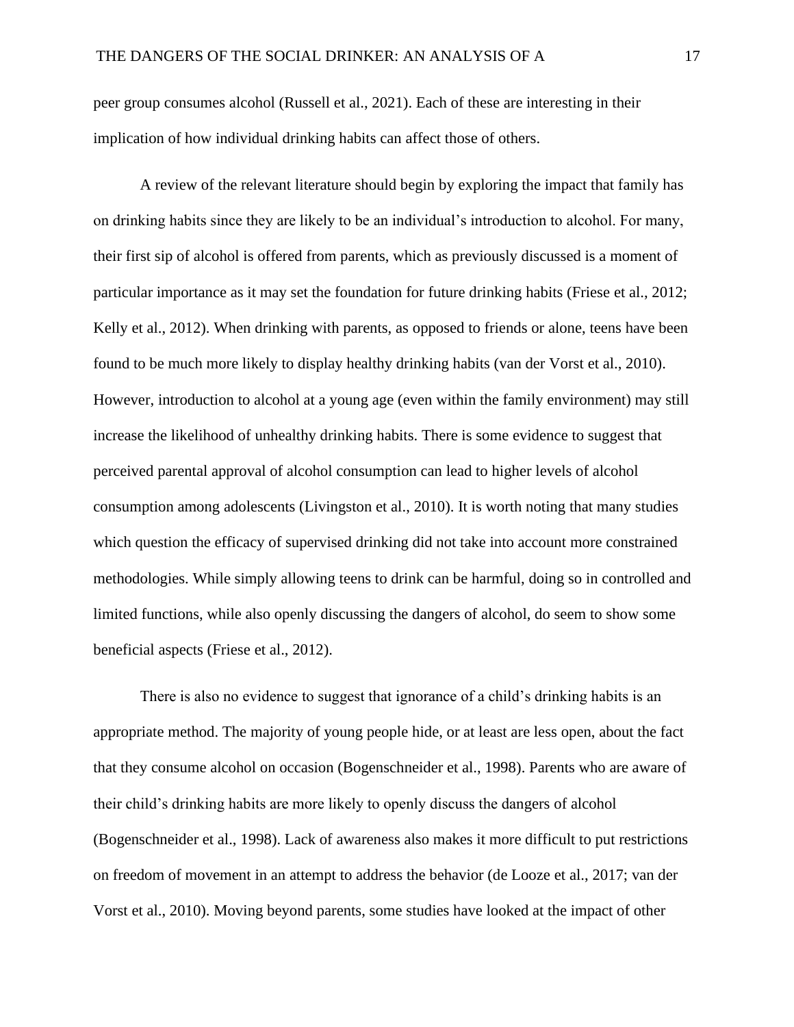peer group consumes alcohol (Russell et al., 2021). Each of these are interesting in their implication of how individual drinking habits can affect those of others.

A review of the relevant literature should begin by exploring the impact that family has on drinking habits since they are likely to be an individual's introduction to alcohol. For many, their first sip of alcohol is offered from parents, which as previously discussed is a moment of particular importance as it may set the foundation for future drinking habits (Friese et al., 2012; Kelly et al., 2012). When drinking with parents, as opposed to friends or alone, teens have been found to be much more likely to display healthy drinking habits (van der Vorst et al., 2010). However, introduction to alcohol at a young age (even within the family environment) may still increase the likelihood of unhealthy drinking habits. There is some evidence to suggest that perceived parental approval of alcohol consumption can lead to higher levels of alcohol consumption among adolescents (Livingston et al., 2010). It is worth noting that many studies which question the efficacy of supervised drinking did not take into account more constrained methodologies. While simply allowing teens to drink can be harmful, doing so in controlled and limited functions, while also openly discussing the dangers of alcohol, do seem to show some beneficial aspects (Friese et al., 2012).

There is also no evidence to suggest that ignorance of a child's drinking habits is an appropriate method. The majority of young people hide, or at least are less open, about the fact that they consume alcohol on occasion (Bogenschneider et al., 1998). Parents who are aware of their child's drinking habits are more likely to openly discuss the dangers of alcohol (Bogenschneider et al., 1998). Lack of awareness also makes it more difficult to put restrictions on freedom of movement in an attempt to address the behavior (de Looze et al., 2017; van der Vorst et al., 2010). Moving beyond parents, some studies have looked at the impact of other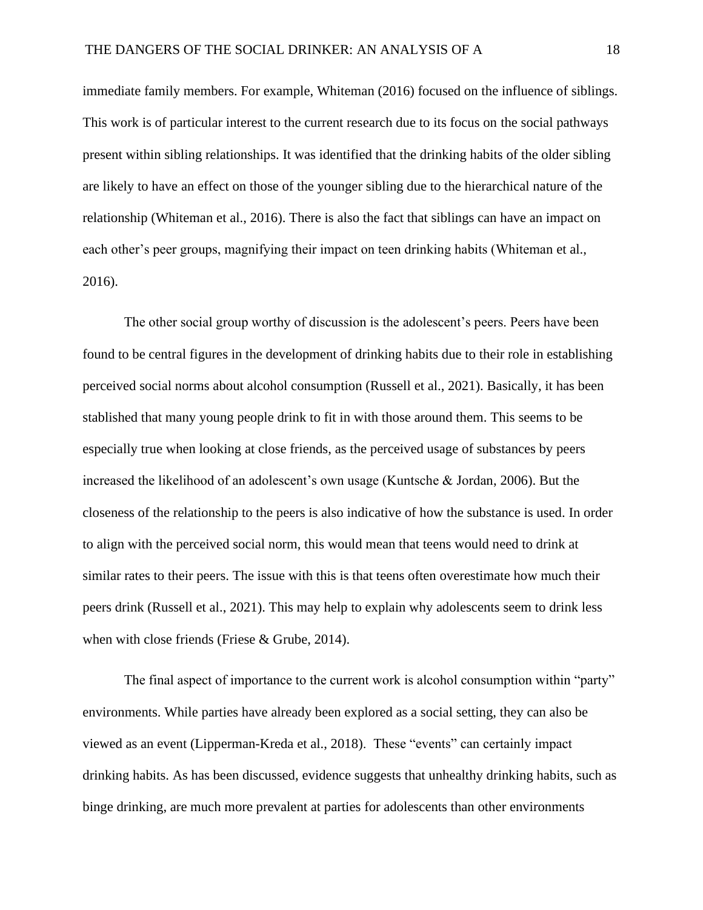immediate family members. For example, Whiteman (2016) focused on the influence of siblings. This work is of particular interest to the current research due to its focus on the social pathways present within sibling relationships. It was identified that the drinking habits of the older sibling are likely to have an effect on those of the younger sibling due to the hierarchical nature of the relationship (Whiteman et al., 2016). There is also the fact that siblings can have an impact on each other's peer groups, magnifying their impact on teen drinking habits (Whiteman et al., 2016).

The other social group worthy of discussion is the adolescent's peers. Peers have been found to be central figures in the development of drinking habits due to their role in establishing perceived social norms about alcohol consumption (Russell et al., 2021). Basically, it has been stablished that many young people drink to fit in with those around them. This seems to be especially true when looking at close friends, as the perceived usage of substances by peers increased the likelihood of an adolescent's own usage (Kuntsche & Jordan, 2006). But the closeness of the relationship to the peers is also indicative of how the substance is used. In order to align with the perceived social norm, this would mean that teens would need to drink at similar rates to their peers. The issue with this is that teens often overestimate how much their peers drink (Russell et al., 2021). This may help to explain why adolescents seem to drink less when with close friends (Friese & Grube, 2014).

The final aspect of importance to the current work is alcohol consumption within "party" environments. While parties have already been explored as a social setting, they can also be viewed as an event (Lipperman-Kreda et al., 2018). These "events" can certainly impact drinking habits. As has been discussed, evidence suggests that unhealthy drinking habits, such as binge drinking, are much more prevalent at parties for adolescents than other environments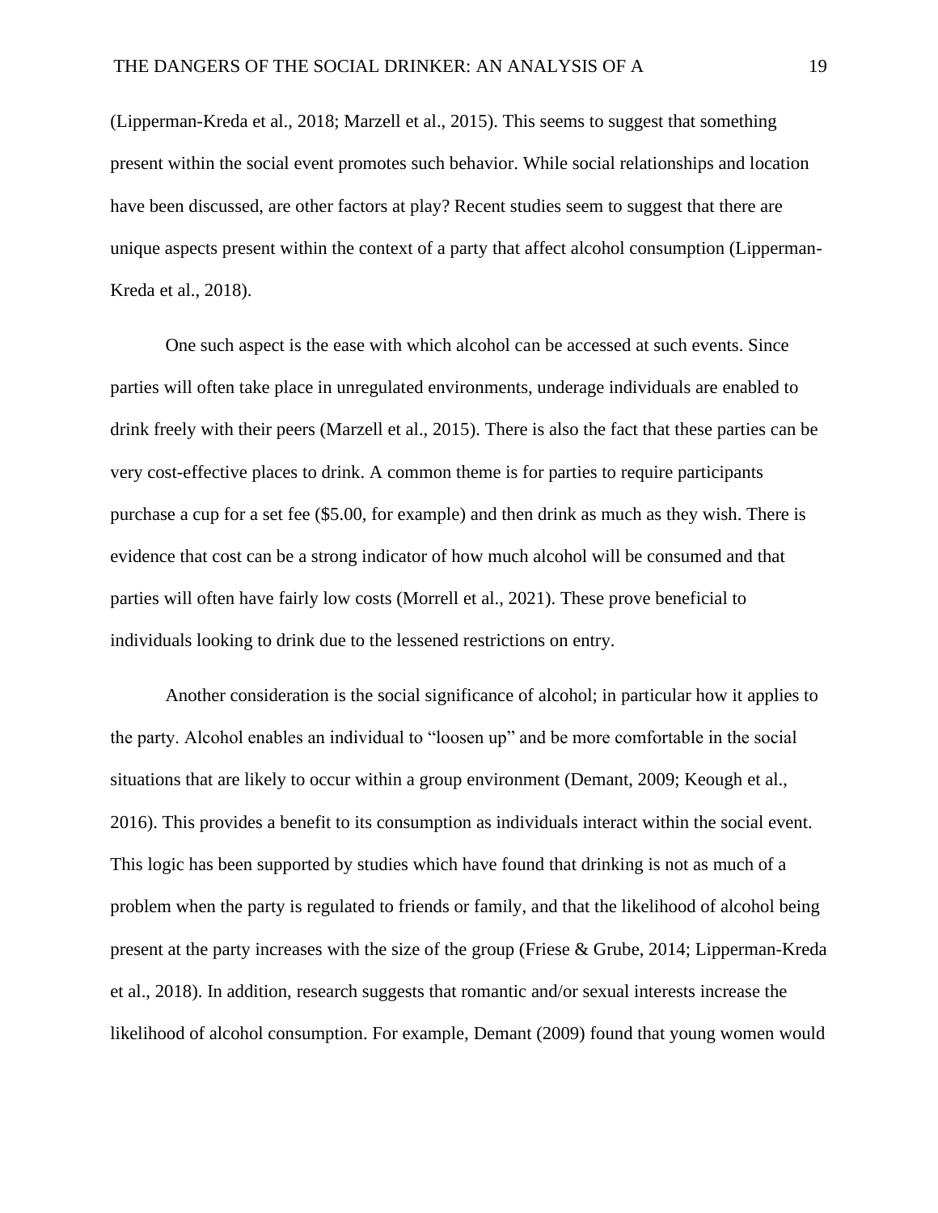(Lipperman-Kreda et al., 2018; Marzell et al., 2015). This seems to suggest that something present within the social event promotes such behavior. While social relationships and location have been discussed, are other factors at play? Recent studies seem to suggest that there are unique aspects present within the context of a party that affect alcohol consumption (Lipperman-Kreda et al., 2018).

One such aspect is the ease with which alcohol can be accessed at such events. Since parties will often take place in unregulated environments, underage individuals are enabled to drink freely with their peers (Marzell et al., 2015). There is also the fact that these parties can be very cost-effective places to drink. A common theme is for parties to require participants purchase a cup for a set fee ($5.00, for example) and then drink as much as they wish. There is evidence that cost can be a strong indicator of how much alcohol will be consumed and that parties will often have fairly low costs (Morrell et al., 2021). These prove beneficial to individuals looking to drink due to the lessened restrictions on entry.

Another consideration is the social significance of alcohol; in particular how it applies to the party. Alcohol enables an individual to "loosen up" and be more comfortable in the social situations that are likely to occur within a group environment (Demant, 2009; Keough et al., 2016). This provides a benefit to its consumption as individuals interact within the social event. This logic has been supported by studies which have found that drinking is not as much of a problem when the party is regulated to friends or family, and that the likelihood of alcohol being present at the party increases with the size of the group (Friese & Grube, 2014; Lipperman-Kreda et al., 2018). In addition, research suggests that romantic and/or sexual interests increase the likelihood of alcohol consumption. For example, Demant (2009) found that young women would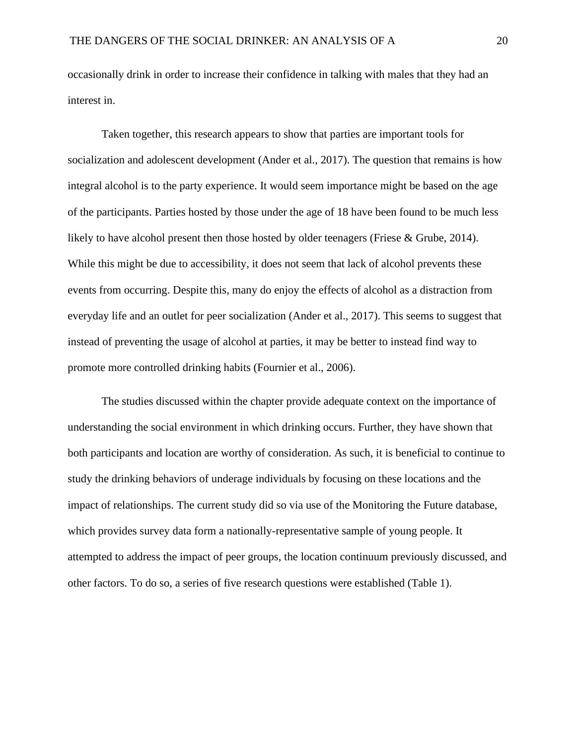occasionally drink in order to increase their confidence in talking with males that they had an interest in.

Taken together, this research appears to show that parties are important tools for socialization and adolescent development (Ander et al., 2017). The question that remains is how integral alcohol is to the party experience. It would seem importance might be based on the age of the participants. Parties hosted by those under the age of 18 have been found to be much less likely to have alcohol present then those hosted by older teenagers (Friese & Grube, 2014). While this might be due to accessibility, it does not seem that lack of alcohol prevents these events from occurring. Despite this, many do enjoy the effects of alcohol as a distraction from everyday life and an outlet for peer socialization (Ander et al., 2017). This seems to suggest that instead of preventing the usage of alcohol at parties, it may be better to instead find way to promote more controlled drinking habits (Fournier et al., 2006).

The studies discussed within the chapter provide adequate context on the importance of understanding the social environment in which drinking occurs. Further, they have shown that both participants and location are worthy of consideration. As such, it is beneficial to continue to study the drinking behaviors of underage individuals by focusing on these locations and the impact of relationships. The current study did so via use of the Monitoring the Future database, which provides survey data form a nationally-representative sample of young people. It attempted to address the impact of peer groups, the location continuum previously discussed, and other factors. To do so, a series of five research questions were established (Table 1).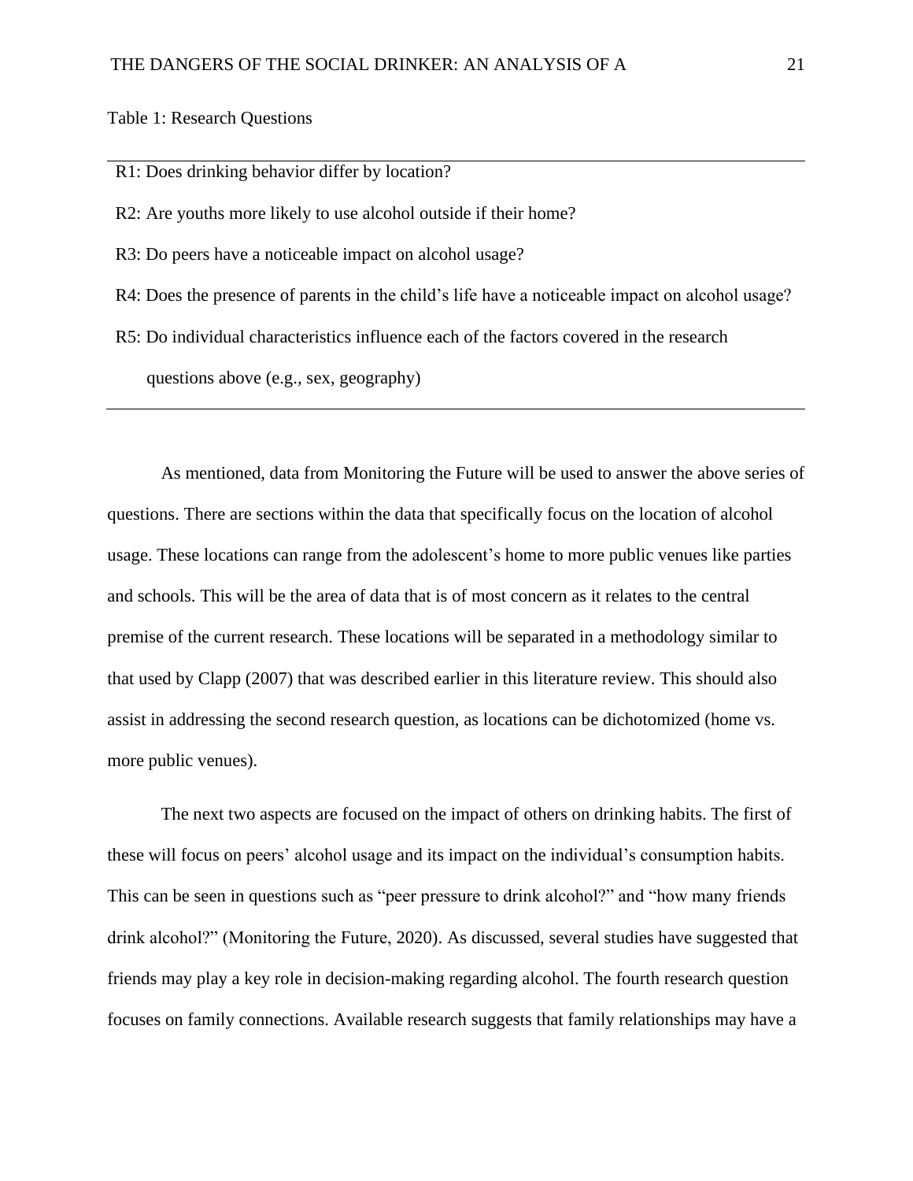Table 1: Research Questions

R1: Does drinking behavior differ by location?

R2: Are youths more likely to use alcohol outside if their home?

R3: Do peers have a noticeable impact on alcohol usage?

R4: Does the presence of parents in the child's life have a noticeable impact on alcohol usage?

R5: Do individual characteristics influence each of the factors covered in the research questions above (e.g., sex, geography)

As mentioned, data from Monitoring the Future will be used to answer the above series of questions. There are sections within the data that specifically focus on the location of alcohol usage. These locations can range from the adolescent's home to more public venues like parties and schools. This will be the area of data that is of most concern as it relates to the central premise of the current research. These locations will be separated in a methodology similar to that used by Clapp (2007) that was described earlier in this literature review. This should also assist in addressing the second research question, as locations can be dichotomized (home vs. more public venues).

The next two aspects are focused on the impact of others on drinking habits. The first of these will focus on peers' alcohol usage and its impact on the individual's consumption habits. This can be seen in questions such as "peer pressure to drink alcohol?" and "how many friends drink alcohol?" (Monitoring the Future, 2020). As discussed, several studies have suggested that friends may play a key role in decision-making regarding alcohol. The fourth research question focuses on family connections. Available research suggests that family relationships may have a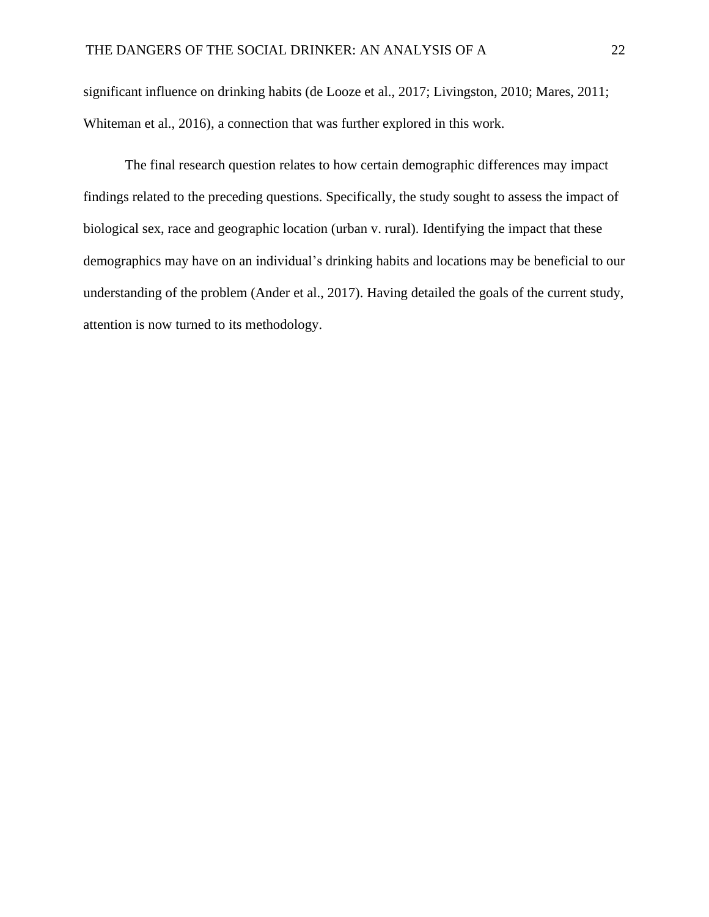significant influence on drinking habits (de Looze et al., 2017; Livingston, 2010; Mares, 2011; Whiteman et al., 2016), a connection that was further explored in this work.

The final research question relates to how certain demographic differences may impact findings related to the preceding questions. Specifically, the study sought to assess the impact of biological sex, race and geographic location (urban v. rural). Identifying the impact that these demographics may have on an individual's drinking habits and locations may be beneficial to our understanding of the problem (Ander et al., 2017). Having detailed the goals of the current study, attention is now turned to its methodology.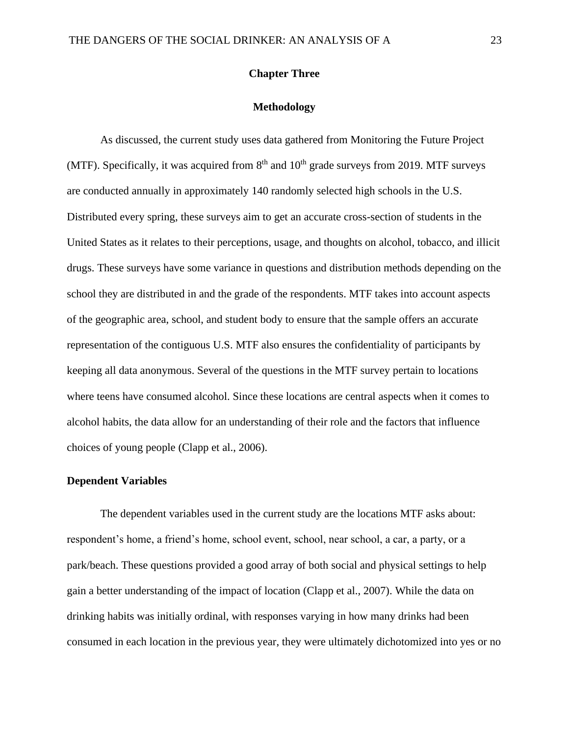# Chapter Three

## Methodology

As discussed, the current study uses data gathered from Monitoring the Future Project (MTF). Specifically, it was acquired from 8th and 10th grade surveys from 2019. MTF surveys are conducted annually in approximately 140 randomly selected high schools in the U.S. Distributed every spring, these surveys aim to get an accurate cross-section of students in the United States as it relates to their perceptions, usage, and thoughts on alcohol, tobacco, and illicit drugs. These surveys have some variance in questions and distribution methods depending on the school they are distributed in and the grade of the respondents. MTF takes into account aspects of the geographic area, school, and student body to ensure that the sample offers an accurate representation of the contiguous U.S. MTF also ensures the confidentiality of participants by keeping all data anonymous. Several of the questions in the MTF survey pertain to locations where teens have consumed alcohol. Since these locations are central aspects when it comes to alcohol habits, the data allow for an understanding of their role and the factors that influence choices of young people (Clapp et al., 2006).

### Dependent Variables

The dependent variables used in the current study are the locations MTF asks about: respondent's home, a friend's home, school event, school, near school, a car, a party, or a park/beach. These questions provided a good array of both social and physical settings to help gain a better understanding of the impact of location (Clapp et al., 2007). While the data on drinking habits was initially ordinal, with responses varying in how many drinks had been consumed in each location in the previous year, they were ultimately dichotomized into yes or no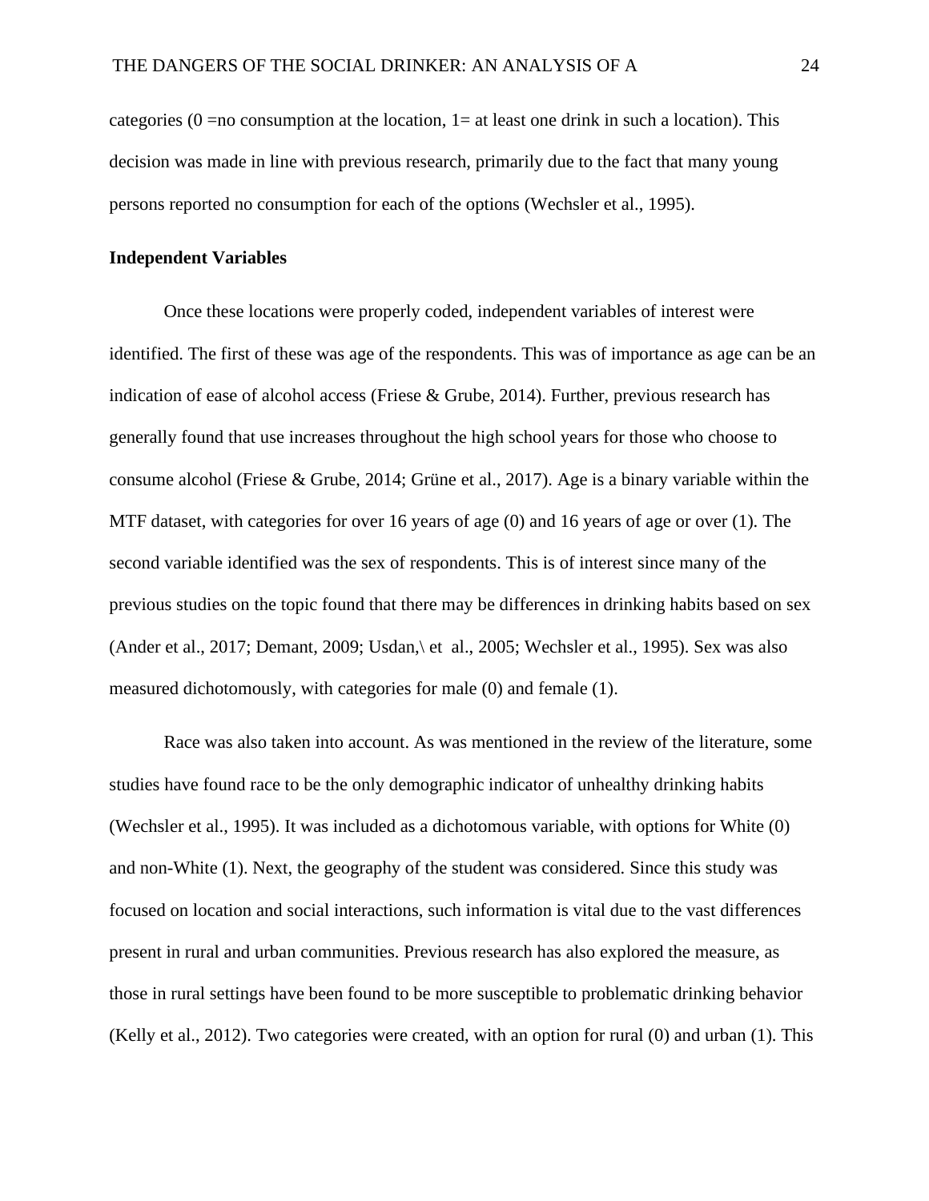categories (0 =no consumption at the location, 1= at least one drink in such a location). This decision was made in line with previous research, primarily due to the fact that many young persons reported no consumption for each of the options (Wechsler et al., 1995).

**Independent Variables**

Once these locations were properly coded, independent variables of interest were identified. The first of these was age of the respondents. This was of importance as age can be an indication of ease of alcohol access (Friese & Grube, 2014). Further, previous research has generally found that use increases throughout the high school years for those who choose to consume alcohol (Friese & Grube, 2014; Grüne et al., 2017). Age is a binary variable within the MTF dataset, with categories for over 16 years of age (0) and 16 years of age or over (1). The second variable identified was the sex of respondents. This is of interest since many of the previous studies on the topic found that there may be differences in drinking habits based on sex (Ander et al., 2017; Demant, 2009; Usdan,\ et  al., 2005; Wechsler et al., 1995). Sex was also measured dichotomously, with categories for male (0) and female (1).

Race was also taken into account. As was mentioned in the review of the literature, some studies have found race to be the only demographic indicator of unhealthy drinking habits (Wechsler et al., 1995). It was included as a dichotomous variable, with options for White (0) and non-White (1). Next, the geography of the student was considered. Since this study was focused on location and social interactions, such information is vital due to the vast differences present in rural and urban communities. Previous research has also explored the measure, as those in rural settings have been found to be more susceptible to problematic drinking behavior (Kelly et al., 2012). Two categories were created, with an option for rural (0) and urban (1). This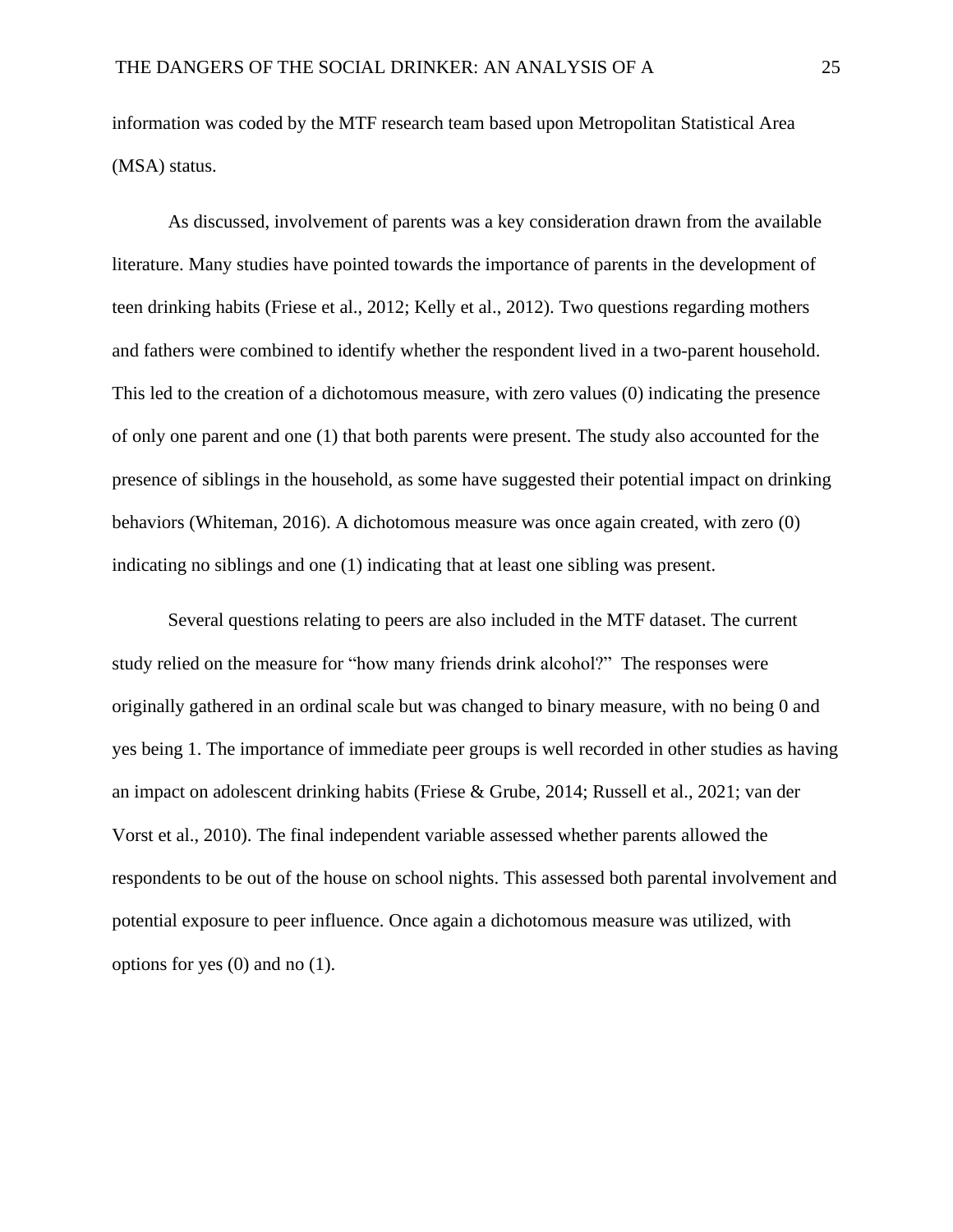information was coded by the MTF research team based upon Metropolitan Statistical Area (MSA) status.

As discussed, involvement of parents was a key consideration drawn from the available literature. Many studies have pointed towards the importance of parents in the development of teen drinking habits (Friese et al., 2012; Kelly et al., 2012). Two questions regarding mothers and fathers were combined to identify whether the respondent lived in a two-parent household. This led to the creation of a dichotomous measure, with zero values (0) indicating the presence of only one parent and one (1) that both parents were present. The study also accounted for the presence of siblings in the household, as some have suggested their potential impact on drinking behaviors (Whiteman, 2016). A dichotomous measure was once again created, with zero (0) indicating no siblings and one (1) indicating that at least one sibling was present.

Several questions relating to peers are also included in the MTF dataset. The current study relied on the measure for "how many friends drink alcohol?" The responses were originally gathered in an ordinal scale but was changed to binary measure, with no being 0 and yes being 1. The importance of immediate peer groups is well recorded in other studies as having an impact on adolescent drinking habits (Friese & Grube, 2014; Russell et al., 2021; van der Vorst et al., 2010). The final independent variable assessed whether parents allowed the respondents to be out of the house on school nights. This assessed both parental involvement and potential exposure to peer influence. Once again a dichotomous measure was utilized, with options for yes (0) and no (1).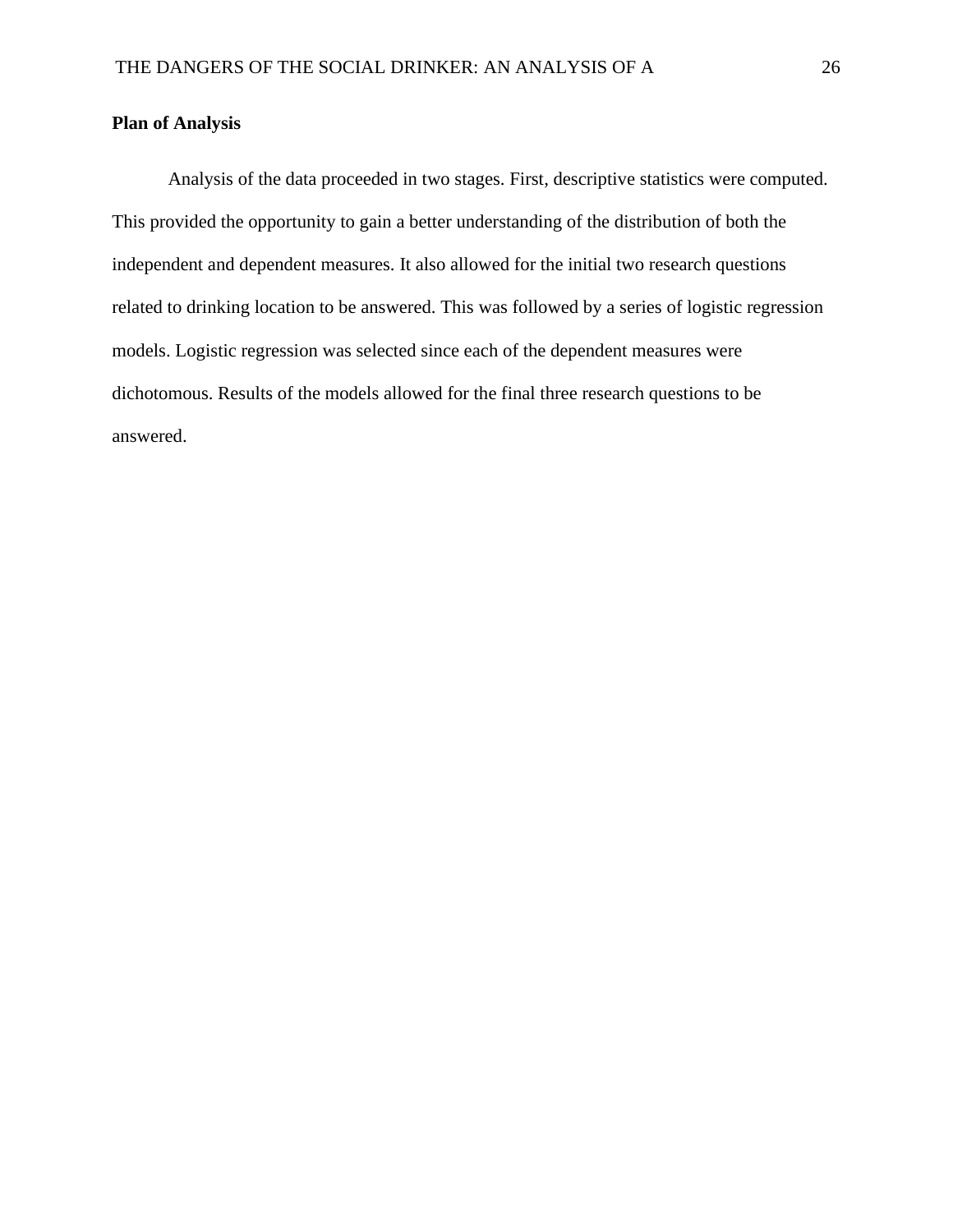**Plan of Analysis**

Analysis of the data proceeded in two stages. First, descriptive statistics were computed. This provided the opportunity to gain a better understanding of the distribution of both the independent and dependent measures. It also allowed for the initial two research questions related to drinking location to be answered. This was followed by a series of logistic regression models. Logistic regression was selected since each of the dependent measures were dichotomous. Results of the models allowed for the final three research questions to be answered.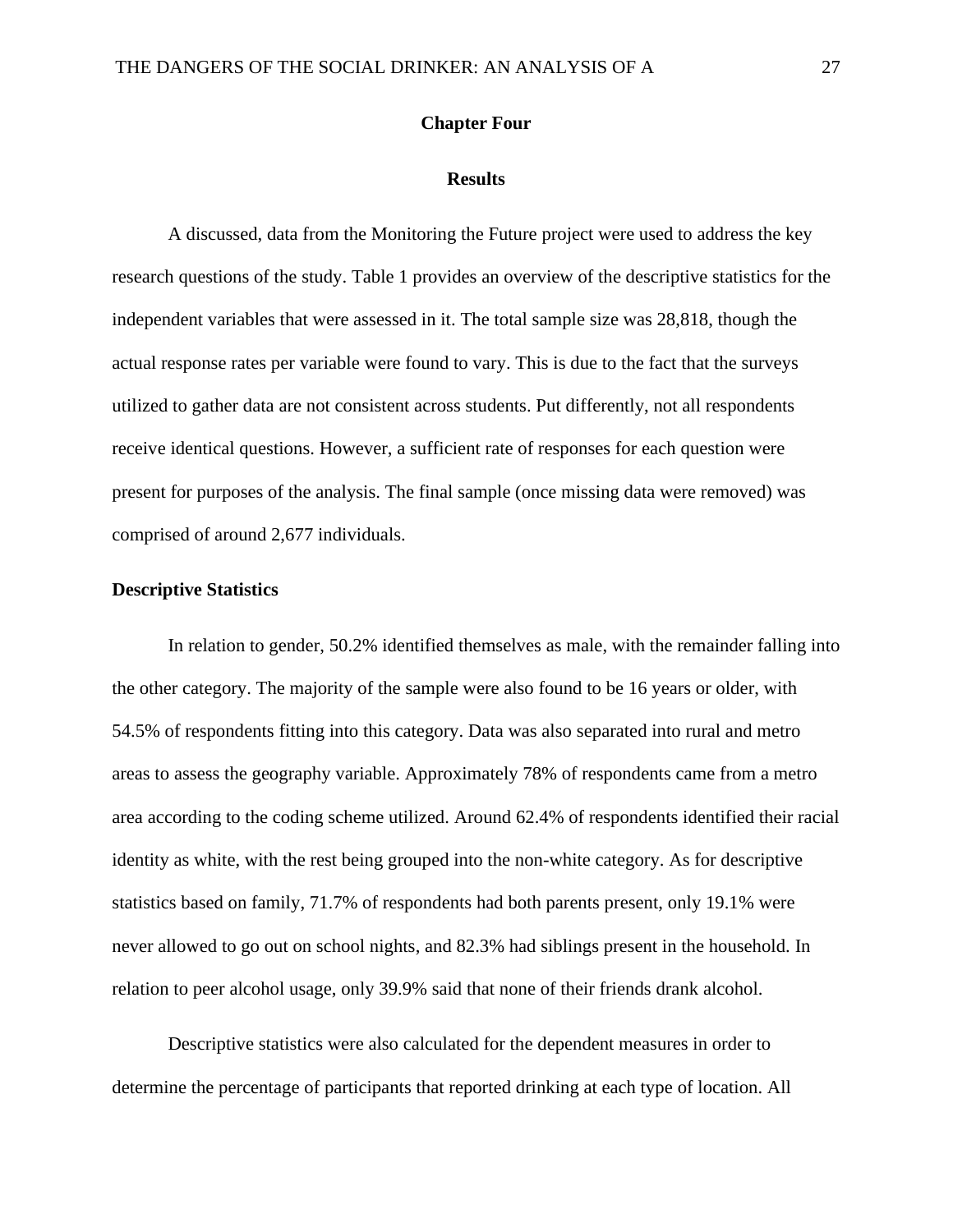# Chapter Four

## Results

A discussed, data from the Monitoring the Future project were used to address the key research questions of the study. Table 1 provides an overview of the descriptive statistics for the independent variables that were assessed in it. The total sample size was 28,818, though the actual response rates per variable were found to vary. This is due to the fact that the surveys utilized to gather data are not consistent across students. Put differently, not all respondents receive identical questions. However, a sufficient rate of responses for each question were present for purposes of the analysis. The final sample (once missing data were removed) was comprised of around 2,677 individuals.

### Descriptive Statistics

In relation to gender, 50.2% identified themselves as male, with the remainder falling into the other category. The majority of the sample were also found to be 16 years or older, with 54.5% of respondents fitting into this category. Data was also separated into rural and metro areas to assess the geography variable. Approximately 78% of respondents came from a metro area according to the coding scheme utilized. Around 62.4% of respondents identified their racial identity as white, with the rest being grouped into the non-white category. As for descriptive statistics based on family, 71.7% of respondents had both parents present, only 19.1% were never allowed to go out on school nights, and 82.3% had siblings present in the household. In relation to peer alcohol usage, only 39.9% said that none of their friends drank alcohol.

Descriptive statistics were also calculated for the dependent measures in order to determine the percentage of participants that reported drinking at each type of location. All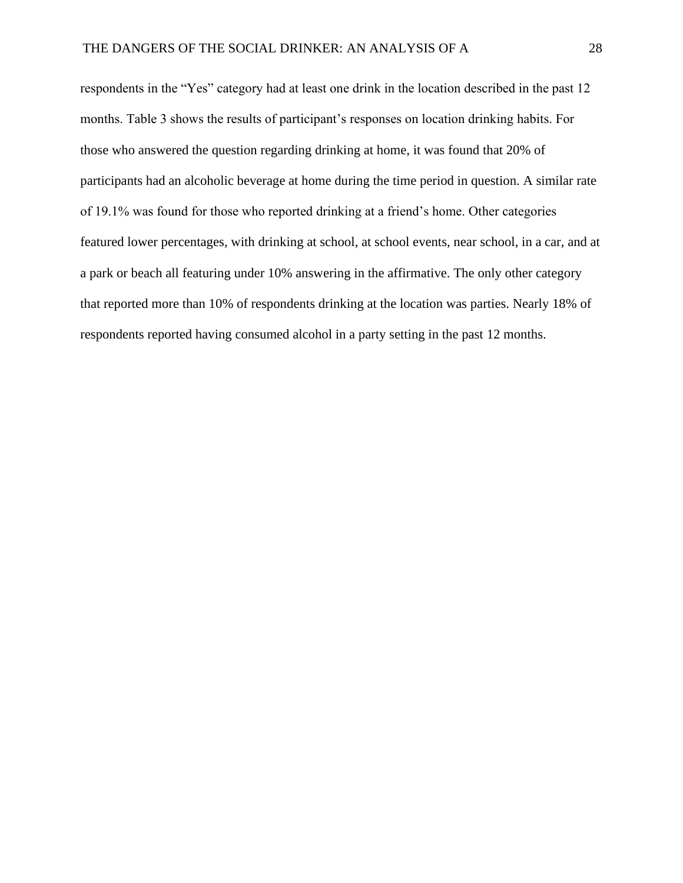respondents in the “Yes” category had at least one drink in the location described in the past 12 months. Table 3 shows the results of participant’s responses on location drinking habits. For those who answered the question regarding drinking at home, it was found that 20% of participants had an alcoholic beverage at home during the time period in question. A similar rate of 19.1% was found for those who reported drinking at a friend’s home. Other categories featured lower percentages, with drinking at school, at school events, near school, in a car, and at a park or beach all featuring under 10% answering in the affirmative. The only other category that reported more than 10% of respondents drinking at the location was parties. Nearly 18% of respondents reported having consumed alcohol in a party setting in the past 12 months.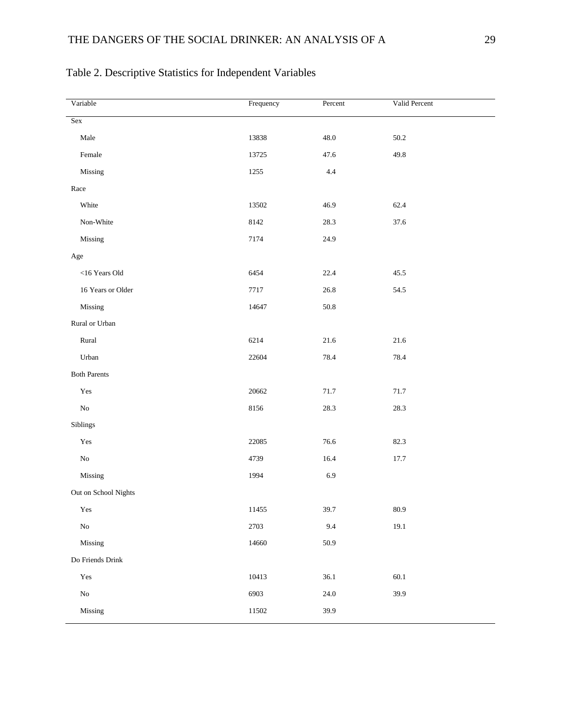Table 2. Descriptive Statistics for Independent Variables

| Variable | Frequency | Percent | Valid Percent |
|---|---|---|---|
| Sex | | | |
| Male | 13838 | 48.0 | 50.2 |
| Female | 13725 | 47.6 | 49.8 |
| Missing | 1255 | 4.4 | |
| Race | | | |
| White | 13502 | 46.9 | 62.4 |
| Non-White | 8142 | 28.3 | 37.6 |
| Missing | 7174 | 24.9 | |
| Age | | | |
| <16 Years Old | 6454 | 22.4 | 45.5 |
| 16 Years or Older | 7717 | 26.8 | 54.5 |
| Missing | 14647 | 50.8 | |
| Rural or Urban | | | |
| Rural | 6214 | 21.6 | 21.6 |
| Urban | 22604 | 78.4 | 78.4 |
| Both Parents | | | |
| Yes | 20662 | 71.7 | 71.7 |
| No | 8156 | 28.3 | 28.3 |
| Siblings | | | |
| Yes | 22085 | 76.6 | 82.3 |
| No | 4739 | 16.4 | 17.7 |
| Missing | 1994 | 6.9 | |
| Out on School Nights | | | |
| Yes | 11455 | 39.7 | 80.9 |
| No | 2703 | 9.4 | 19.1 |
| Missing | 14660 | 50.9 | |
| Do Friends Drink | | | |
| Yes | 10413 | 36.1 | 60.1 |
| No | 6903 | 24.0 | 39.9 |
| Missing | 11502 | 39.9 | |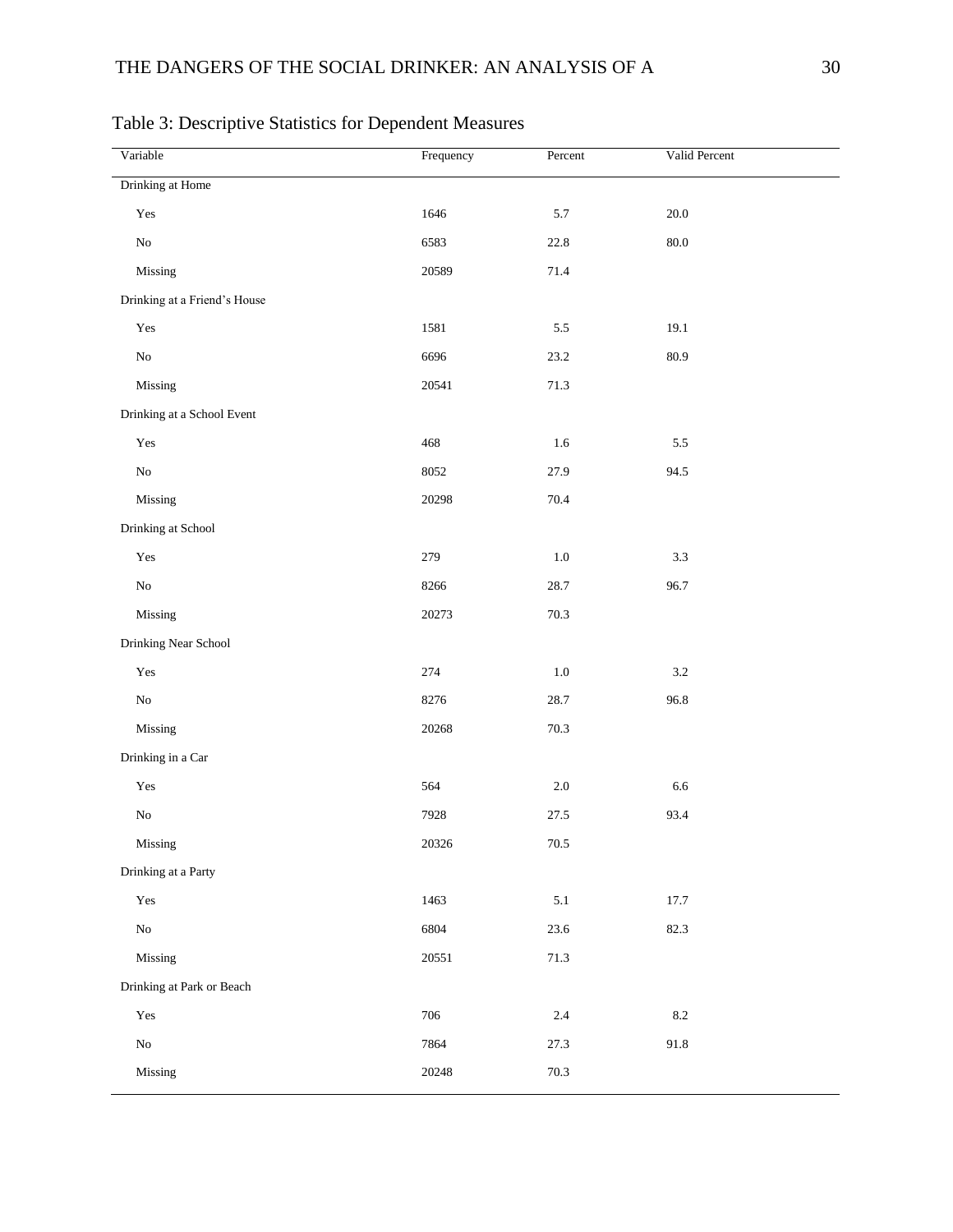Table 3: Descriptive Statistics for Dependent Measures

| Variable | Frequency | Percent | Valid Percent |
|---|---|---|---|
| Drinking at Home | | | |
| Yes | 1646 | 5.7 | 20.0 |
| No | 6583 | 22.8 | 80.0 |
| Missing | 20589 | 71.4 | |
| Drinking at a Friend's House | | | |
| Yes | 1581 | 5.5 | 19.1 |
| No | 6696 | 23.2 | 80.9 |
| Missing | 20541 | 71.3 | |
| Drinking at a School Event | | | |
| Yes | 468 | 1.6 | 5.5 |
| No | 8052 | 27.9 | 94.5 |
| Missing | 20298 | 70.4 | |
| Drinking at School | | | |
| Yes | 279 | 1.0 | 3.3 |
| No | 8266 | 28.7 | 96.7 |
| Missing | 20273 | 70.3 | |
| Drinking Near School | | | |
| Yes | 274 | 1.0 | 3.2 |
| No | 8276 | 28.7 | 96.8 |
| Missing | 20268 | 70.3 | |
| Drinking in a Car | | | |
| Yes | 564 | 2.0 | 6.6 |
| No | 7928 | 27.5 | 93.4 |
| Missing | 20326 | 70.5 | |
| Drinking at a Party | | | |
| Yes | 1463 | 5.1 | 17.7 |
| No | 6804 | 23.6 | 82.3 |
| Missing | 20551 | 71.3 | |
| Drinking at Park or Beach | | | |
| Yes | 706 | 2.4 | 8.2 |
| No | 7864 | 27.3 | 91.8 |
| Missing | 20248 | 70.3 | |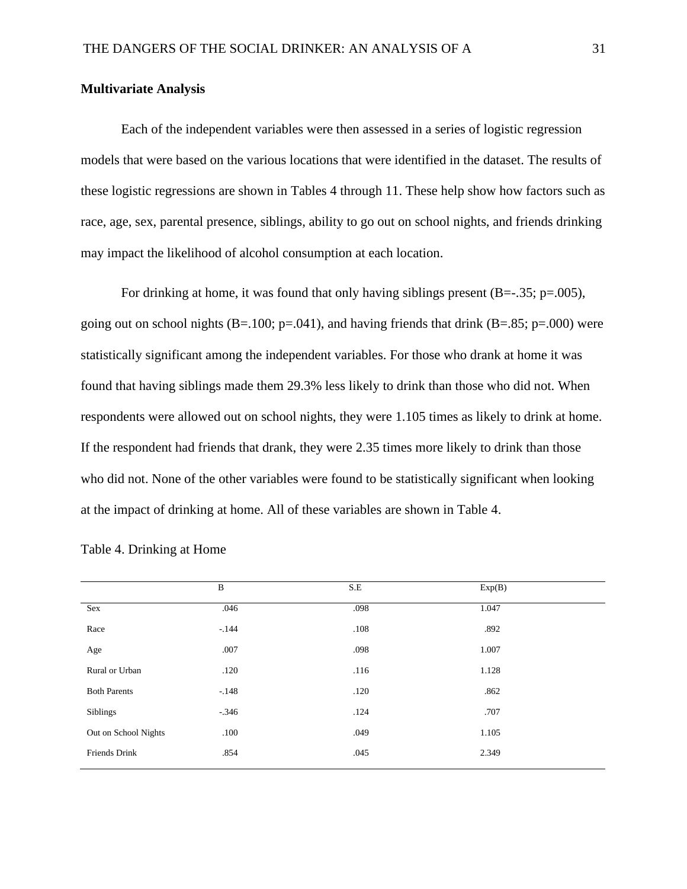**Multivariate Analysis**

Each of the independent variables were then assessed in a series of logistic regression models that were based on the various locations that were identified in the dataset. The results of these logistic regressions are shown in Tables 4 through 11. These help show how factors such as race, age, sex, parental presence, siblings, ability to go out on school nights, and friends drinking may impact the likelihood of alcohol consumption at each location.

For drinking at home, it was found that only having siblings present (B=-.35; p=.005), going out on school nights (B=.100; p=.041), and having friends that drink (B=.85; p=.000) were statistically significant among the independent variables. For those who drank at home it was found that having siblings made them 29.3% less likely to drink than those who did not. When respondents were allowed out on school nights, they were 1.105 times as likely to drink at home. If the respondent had friends that drank, they were 2.35 times more likely to drink than those who did not. None of the other variables were found to be statistically significant when looking at the impact of drinking at home. All of these variables are shown in Table 4.

Table 4. Drinking at Home

| | B | S.E | Exp(B) |
|---|---|---|---|
| Sex | .046 | .098 | 1.047 |
| Race | -.144 | .108 | .892 |
| Age | .007 | .098 | 1.007 |
| Rural or Urban | .120 | .116 | 1.128 |
| Both Parents | -.148 | .120 | .862 |
| Siblings | -.346 | .124 | .707 |
| Out on School Nights | .100 | .049 | 1.105 |
| Friends Drink | .854 | .045 | 2.349 |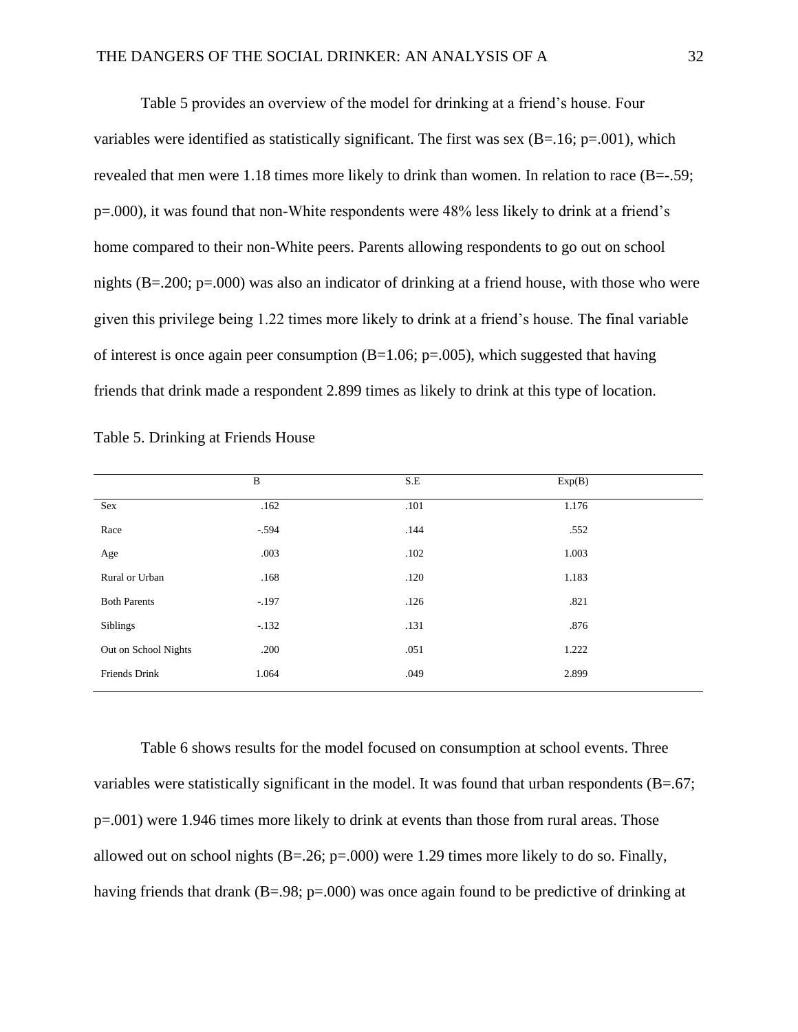Table 5 provides an overview of the model for drinking at a friend's house. Four variables were identified as statistically significant. The first was sex (B=.16; p=.001), which revealed that men were 1.18 times more likely to drink than women. In relation to race (B=-.59; p=.000), it was found that non-White respondents were 48% less likely to drink at a friend's home compared to their non-White peers. Parents allowing respondents to go out on school nights (B=.200; p=.000) was also an indicator of drinking at a friend house, with those who were given this privilege being 1.22 times more likely to drink at a friend's house. The final variable of interest is once again peer consumption (B=1.06; p=.005), which suggested that having friends that drink made a respondent 2.899 times as likely to drink at this type of location.

Table 5. Drinking at Friends House

| | B | S.E | Exp(B) |
|---|---|---|---|
| Sex | .162 | .101 | 1.176 |
| Race | -.594 | .144 | .552 |
| Age | .003 | .102 | 1.003 |
| Rural or Urban | .168 | .120 | 1.183 |
| Both Parents | -.197 | .126 | .821 |
| Siblings | -.132 | .131 | .876 |
| Out on School Nights | .200 | .051 | 1.222 |
| Friends Drink | 1.064 | .049 | 2.899 |

Table 6 shows results for the model focused on consumption at school events. Three variables were statistically significant in the model. It was found that urban respondents (B=.67; p=.001) were 1.946 times more likely to drink at events than those from rural areas. Those allowed out on school nights (B=.26; p=.000) were 1.29 times more likely to do so. Finally, having friends that drank (B=.98; p=.000) was once again found to be predictive of drinking at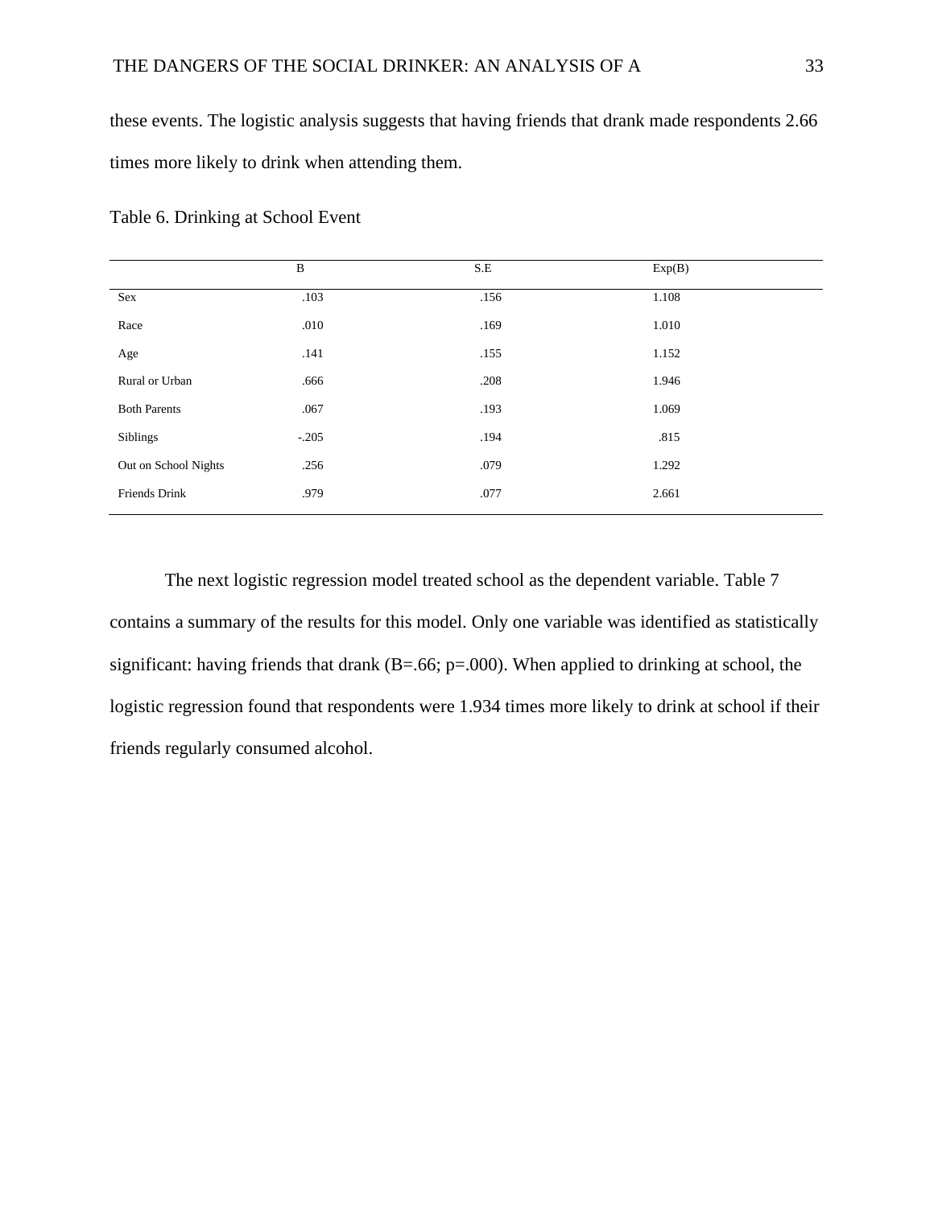these events. The logistic analysis suggests that having friends that drank made respondents 2.66 times more likely to drink when attending them.

Table 6. Drinking at School Event

| | B | S.E | Exp(B) |
|---|---|---|---|
| Sex | .103 | .156 | 1.108 |
| Race | .010 | .169 | 1.010 |
| Age | .141 | .155 | 1.152 |
| Rural or Urban | .666 | .208 | 1.946 |
| Both Parents | .067 | .193 | 1.069 |
| Siblings | -.205 | .194 | .815 |
| Out on School Nights | .256 | .079 | 1.292 |
| Friends Drink | .979 | .077 | 2.661 |

The next logistic regression model treated school as the dependent variable. Table 7 contains a summary of the results for this model. Only one variable was identified as statistically significant: having friends that drank (B=.66; p=.000). When applied to drinking at school, the logistic regression found that respondents were 1.934 times more likely to drink at school if their friends regularly consumed alcohol.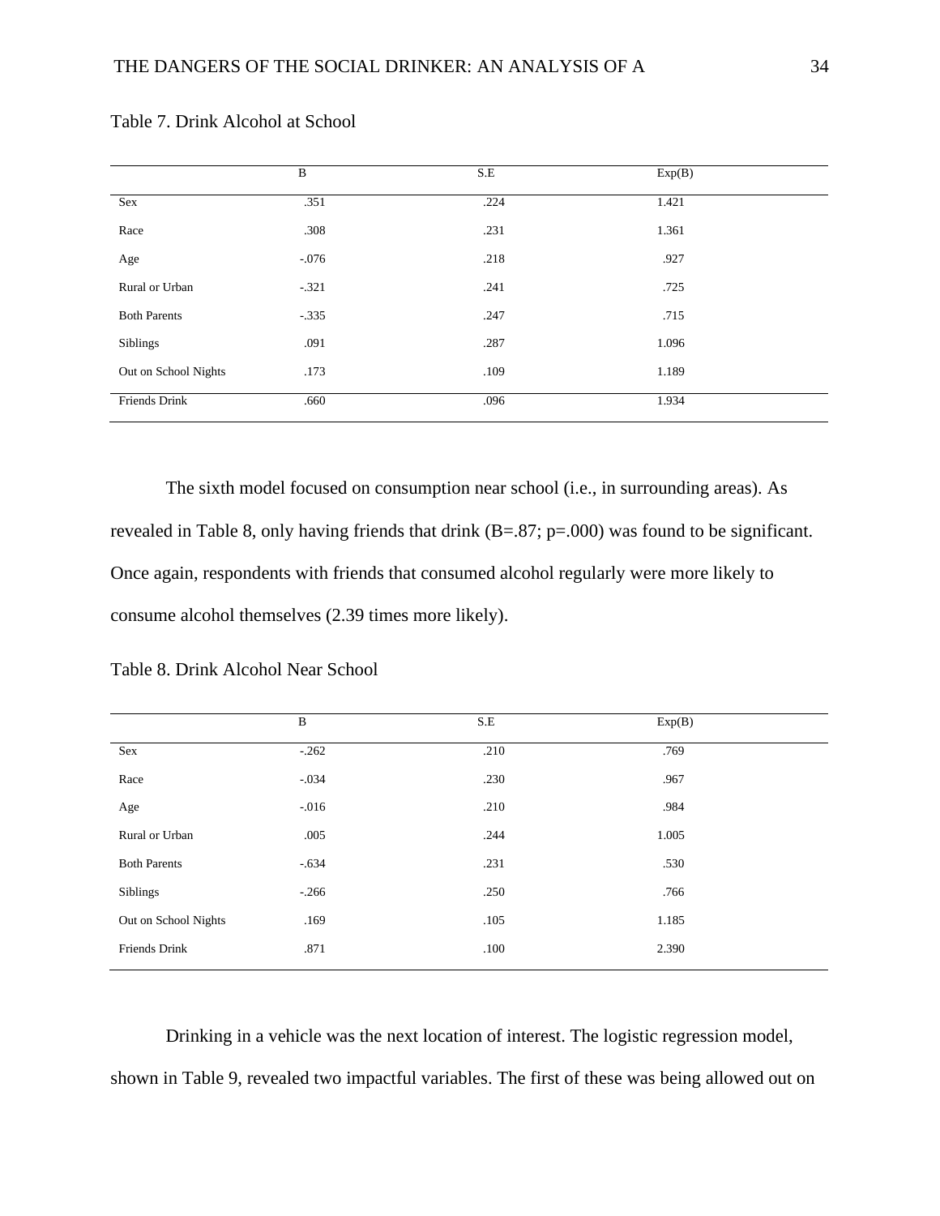Table 7. Drink Alcohol at School

| | B | S.E | Exp(B) |
|---|---|---|---|
| Sex | .351 | .224 | 1.421 |
| Race | .308 | .231 | 1.361 |
| Age | -.076 | .218 | .927 |
| Rural or Urban | -.321 | .241 | .725 |
| Both Parents | -.335 | .247 | .715 |
| Siblings | .091 | .287 | 1.096 |
| Out on School Nights | .173 | .109 | 1.189 |
| Friends Drink | .660 | .096 | 1.934 |

The sixth model focused on consumption near school (i.e., in surrounding areas). As revealed in Table 8, only having friends that drink (B=.87; p=.000) was found to be significant. Once again, respondents with friends that consumed alcohol regularly were more likely to consume alcohol themselves (2.39 times more likely).

Table 8. Drink Alcohol Near School

| | B | S.E | Exp(B) |
|---|---|---|---|
| Sex | -.262 | .210 | .769 |
| Race | -.034 | .230 | .967 |
| Age | -.016 | .210 | .984 |
| Rural or Urban | .005 | .244 | 1.005 |
| Both Parents | -.634 | .231 | .530 |
| Siblings | -.266 | .250 | .766 |
| Out on School Nights | .169 | .105 | 1.185 |
| Friends Drink | .871 | .100 | 2.390 |

Drinking in a vehicle was the next location of interest. The logistic regression model, shown in Table 9, revealed two impactful variables. The first of these was being allowed out on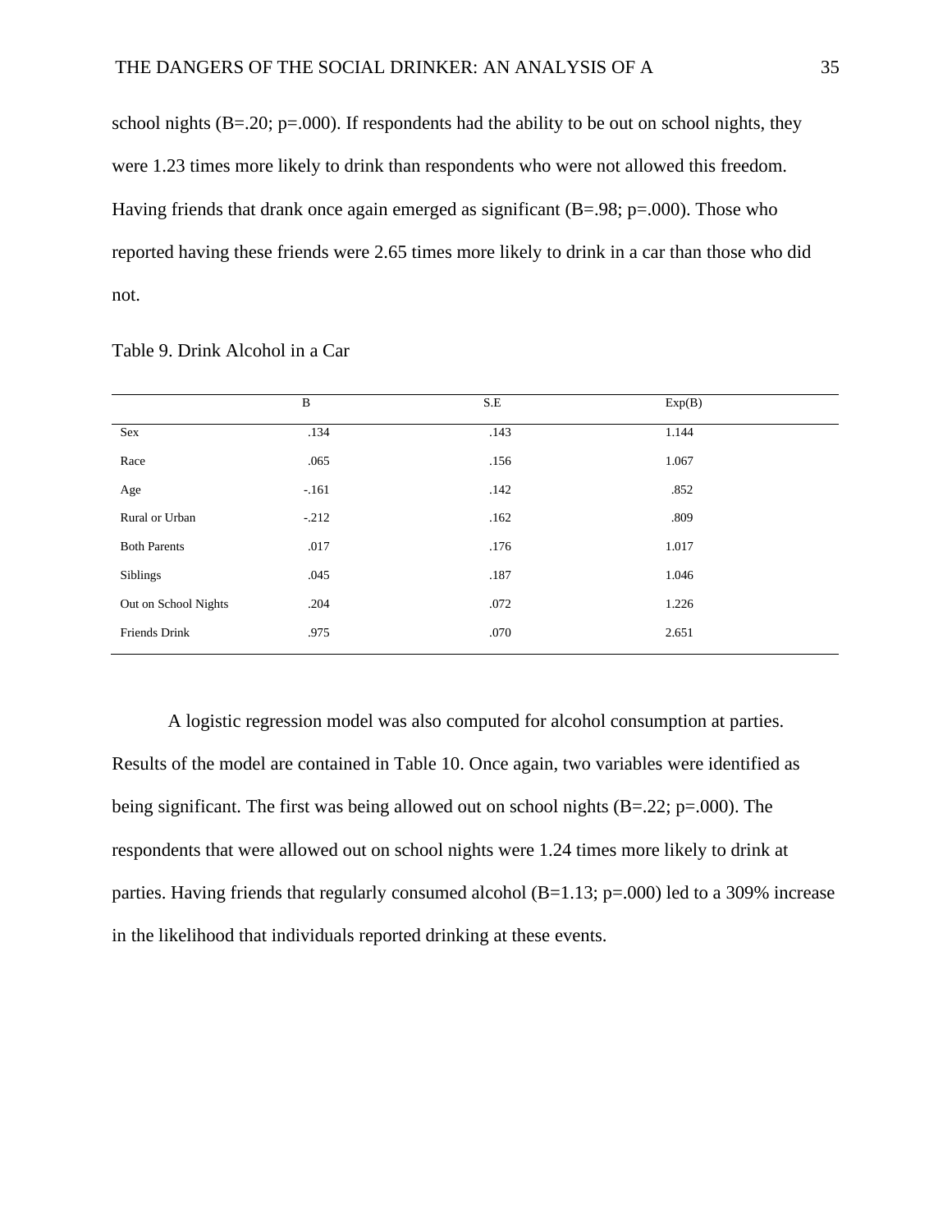school nights (B=.20; p=.000). If respondents had the ability to be out on school nights, they were 1.23 times more likely to drink than respondents who were not allowed this freedom. Having friends that drank once again emerged as significant (B=.98; p=.000). Those who reported having these friends were 2.65 times more likely to drink in a car than those who did not.

Table 9. Drink Alcohol in a Car

| | B | S.E | Exp(B) |
|---|---|---|---|
| Sex | .134 | .143 | 1.144 |
| Race | .065 | .156 | 1.067 |
| Age | -.161 | .142 | .852 |
| Rural or Urban | -.212 | .162 | .809 |
| Both Parents | .017 | .176 | 1.017 |
| Siblings | .045 | .187 | 1.046 |
| Out on School Nights | .204 | .072 | 1.226 |
| Friends Drink | .975 | .070 | 2.651 |

A logistic regression model was also computed for alcohol consumption at parties. Results of the model are contained in Table 10. Once again, two variables were identified as being significant. The first was being allowed out on school nights (B=.22; p=.000). The respondents that were allowed out on school nights were 1.24 times more likely to drink at parties. Having friends that regularly consumed alcohol (B=1.13; p=.000) led to a 309% increase in the likelihood that individuals reported drinking at these events.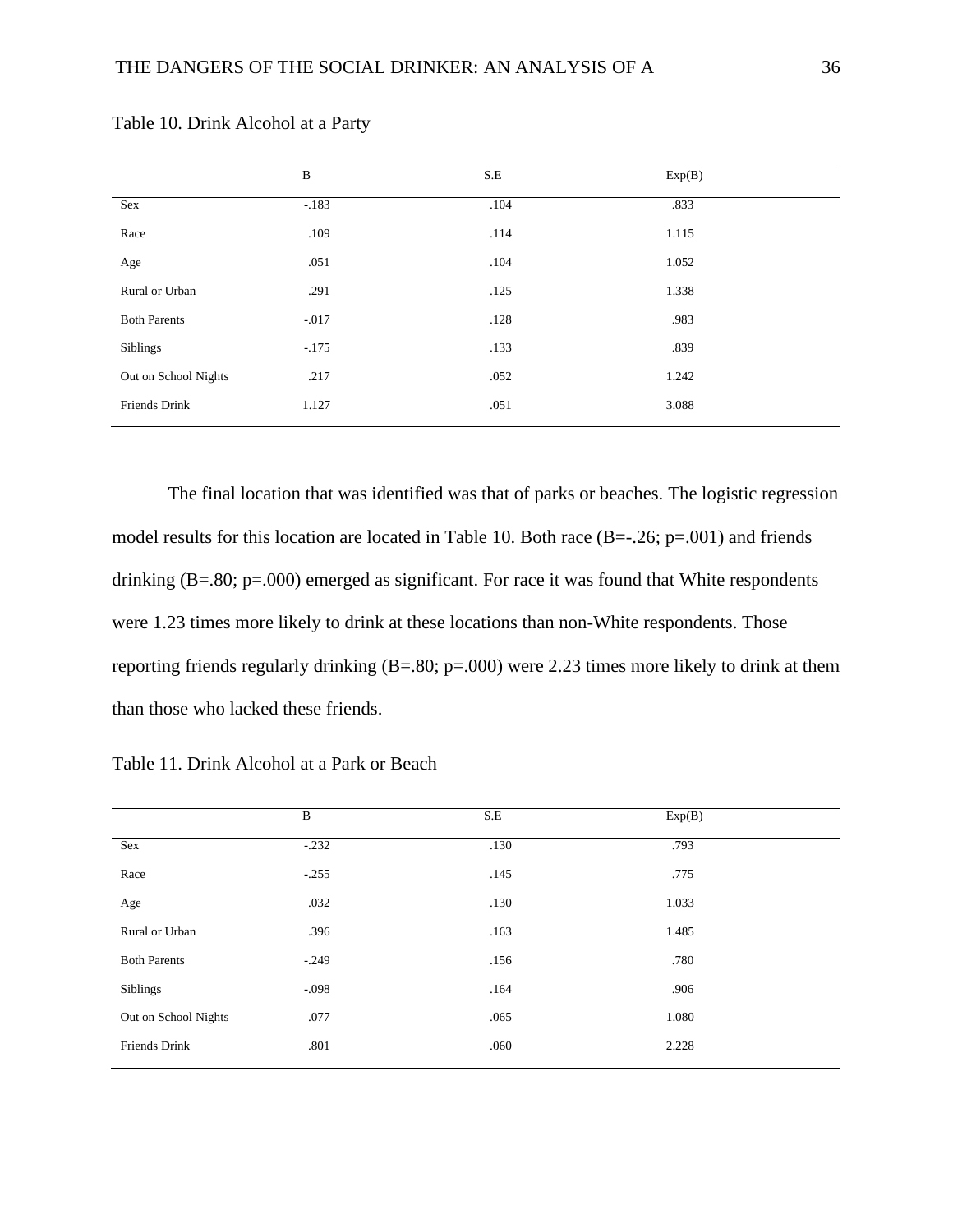Table 10. Drink Alcohol at a Party

| | B | S.E | Exp(B) |
|---|---|---|---|
| Sex | -.183 | .104 | .833 |
| Race | .109 | .114 | 1.115 |
| Age | .051 | .104 | 1.052 |
| Rural or Urban | .291 | .125 | 1.338 |
| Both Parents | -.017 | .128 | .983 |
| Siblings | -.175 | .133 | .839 |
| Out on School Nights | .217 | .052 | 1.242 |
| Friends Drink | 1.127 | .051 | 3.088 |

The final location that was identified was that of parks or beaches. The logistic regression model results for this location are located in Table 10. Both race (B=-.26; p=.001) and friends drinking (B=.80; p=.000) emerged as significant. For race it was found that White respondents were 1.23 times more likely to drink at these locations than non-White respondents. Those reporting friends regularly drinking (B=.80; p=.000) were 2.23 times more likely to drink at them than those who lacked these friends.

Table 11. Drink Alcohol at a Park or Beach

| | B | S.E | Exp(B) |
|---|---|---|---|
| Sex | -.232 | .130 | .793 |
| Race | -.255 | .145 | .775 |
| Age | .032 | .130 | 1.033 |
| Rural or Urban | .396 | .163 | 1.485 |
| Both Parents | -.249 | .156 | .780 |
| Siblings | -.098 | .164 | .906 |
| Out on School Nights | .077 | .065 | 1.080 |
| Friends Drink | .801 | .060 | 2.228 |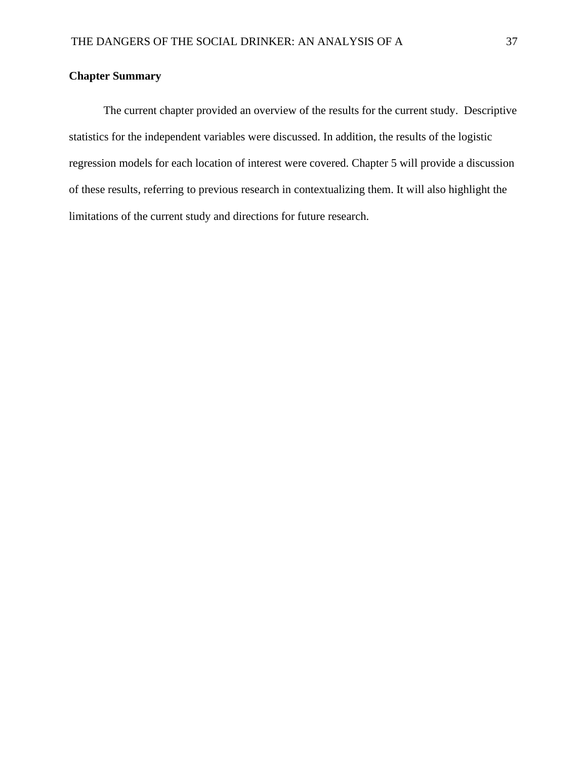**Chapter Summary**

The current chapter provided an overview of the results for the current study. Descriptive statistics for the independent variables were discussed. In addition, the results of the logistic regression models for each location of interest were covered. Chapter 5 will provide a discussion of these results, referring to previous research in contextualizing them. It will also highlight the limitations of the current study and directions for future research.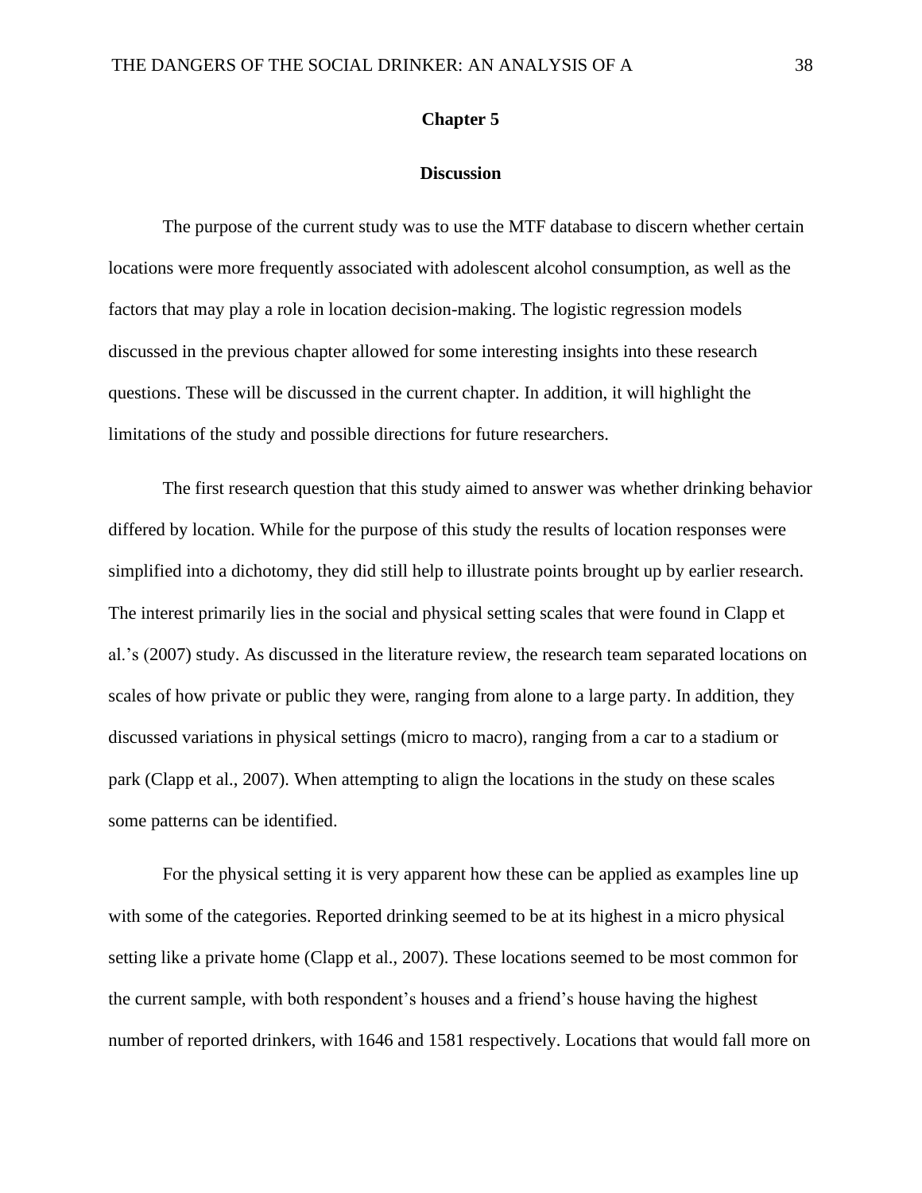# Chapter 5

## Discussion

The purpose of the current study was to use the MTF database to discern whether certain locations were more frequently associated with adolescent alcohol consumption, as well as the factors that may play a role in location decision-making. The logistic regression models discussed in the previous chapter allowed for some interesting insights into these research questions. These will be discussed in the current chapter. In addition, it will highlight the limitations of the study and possible directions for future researchers.

The first research question that this study aimed to answer was whether drinking behavior differed by location. While for the purpose of this study the results of location responses were simplified into a dichotomy, they did still help to illustrate points brought up by earlier research. The interest primarily lies in the social and physical setting scales that were found in Clapp et al.'s (2007) study. As discussed in the literature review, the research team separated locations on scales of how private or public they were, ranging from alone to a large party. In addition, they discussed variations in physical settings (micro to macro), ranging from a car to a stadium or park (Clapp et al., 2007). When attempting to align the locations in the study on these scales some patterns can be identified.

For the physical setting it is very apparent how these can be applied as examples line up with some of the categories. Reported drinking seemed to be at its highest in a micro physical setting like a private home (Clapp et al., 2007). These locations seemed to be most common for the current sample, with both respondent's houses and a friend's house having the highest number of reported drinkers, with 1646 and 1581 respectively. Locations that would fall more on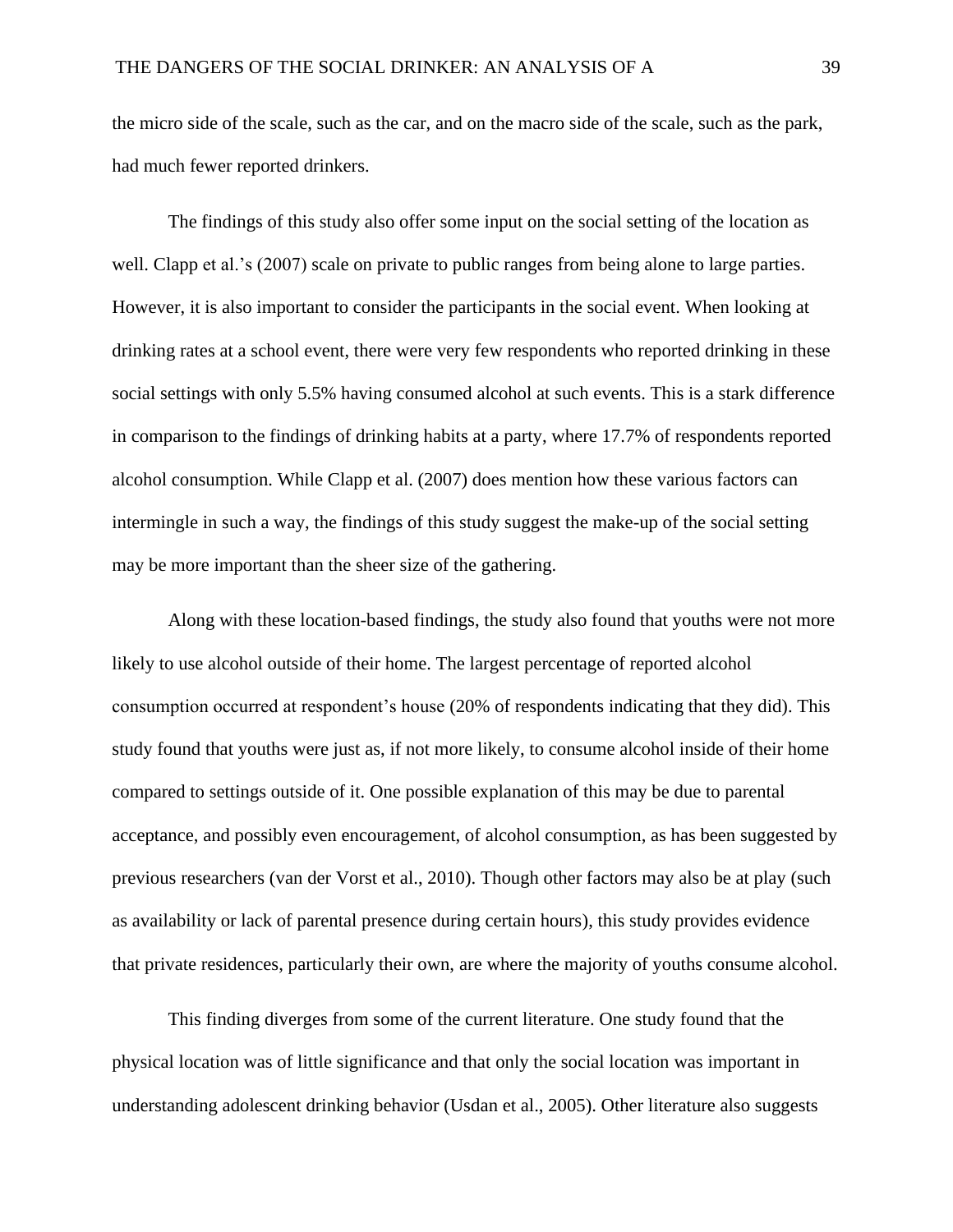the micro side of the scale, such as the car, and on the macro side of the scale, such as the park, had much fewer reported drinkers.

The findings of this study also offer some input on the social setting of the location as well. Clapp et al.'s (2007) scale on private to public ranges from being alone to large parties. However, it is also important to consider the participants in the social event. When looking at drinking rates at a school event, there were very few respondents who reported drinking in these social settings with only 5.5% having consumed alcohol at such events. This is a stark difference in comparison to the findings of drinking habits at a party, where 17.7% of respondents reported alcohol consumption. While Clapp et al. (2007) does mention how these various factors can intermingle in such a way, the findings of this study suggest the make-up of the social setting may be more important than the sheer size of the gathering.

Along with these location-based findings, the study also found that youths were not more likely to use alcohol outside of their home. The largest percentage of reported alcohol consumption occurred at respondent's house (20% of respondents indicating that they did). This study found that youths were just as, if not more likely, to consume alcohol inside of their home compared to settings outside of it. One possible explanation of this may be due to parental acceptance, and possibly even encouragement, of alcohol consumption, as has been suggested by previous researchers (van der Vorst et al., 2010). Though other factors may also be at play (such as availability or lack of parental presence during certain hours), this study provides evidence that private residences, particularly their own, are where the majority of youths consume alcohol.

This finding diverges from some of the current literature. One study found that the physical location was of little significance and that only the social location was important in understanding adolescent drinking behavior (Usdan et al., 2005). Other literature also suggests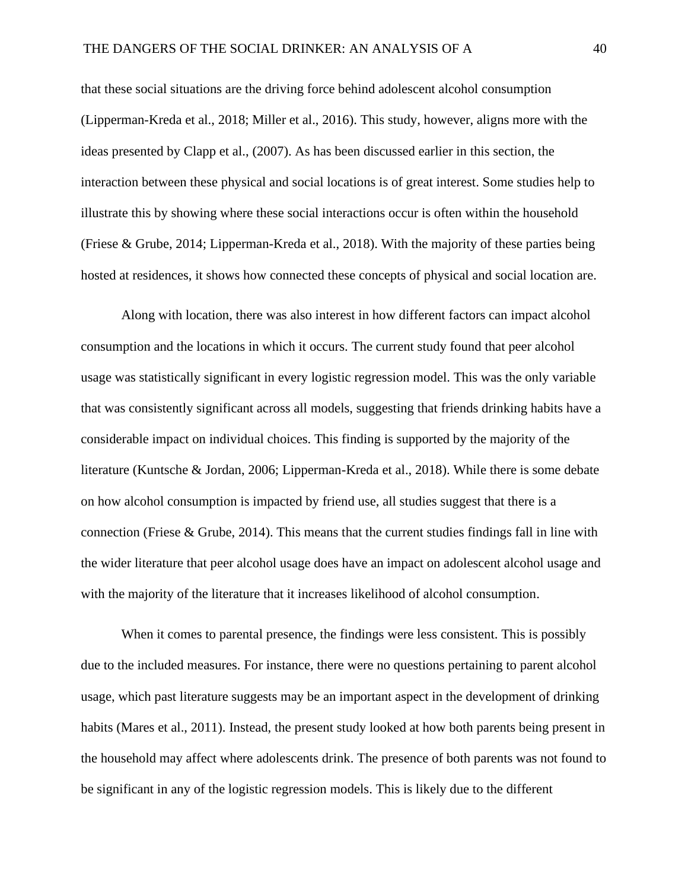that these social situations are the driving force behind adolescent alcohol consumption (Lipperman-Kreda et al., 2018; Miller et al., 2016). This study, however, aligns more with the ideas presented by Clapp et al., (2007). As has been discussed earlier in this section, the interaction between these physical and social locations is of great interest. Some studies help to illustrate this by showing where these social interactions occur is often within the household (Friese & Grube, 2014; Lipperman-Kreda et al., 2018). With the majority of these parties being hosted at residences, it shows how connected these concepts of physical and social location are.

Along with location, there was also interest in how different factors can impact alcohol consumption and the locations in which it occurs. The current study found that peer alcohol usage was statistically significant in every logistic regression model. This was the only variable that was consistently significant across all models, suggesting that friends drinking habits have a considerable impact on individual choices. This finding is supported by the majority of the literature (Kuntsche & Jordan, 2006; Lipperman-Kreda et al., 2018). While there is some debate on how alcohol consumption is impacted by friend use, all studies suggest that there is a connection (Friese & Grube, 2014). This means that the current studies findings fall in line with the wider literature that peer alcohol usage does have an impact on adolescent alcohol usage and with the majority of the literature that it increases likelihood of alcohol consumption.

When it comes to parental presence, the findings were less consistent. This is possibly due to the included measures. For instance, there were no questions pertaining to parent alcohol usage, which past literature suggests may be an important aspect in the development of drinking habits (Mares et al., 2011). Instead, the present study looked at how both parents being present in the household may affect where adolescents drink. The presence of both parents was not found to be significant in any of the logistic regression models. This is likely due to the different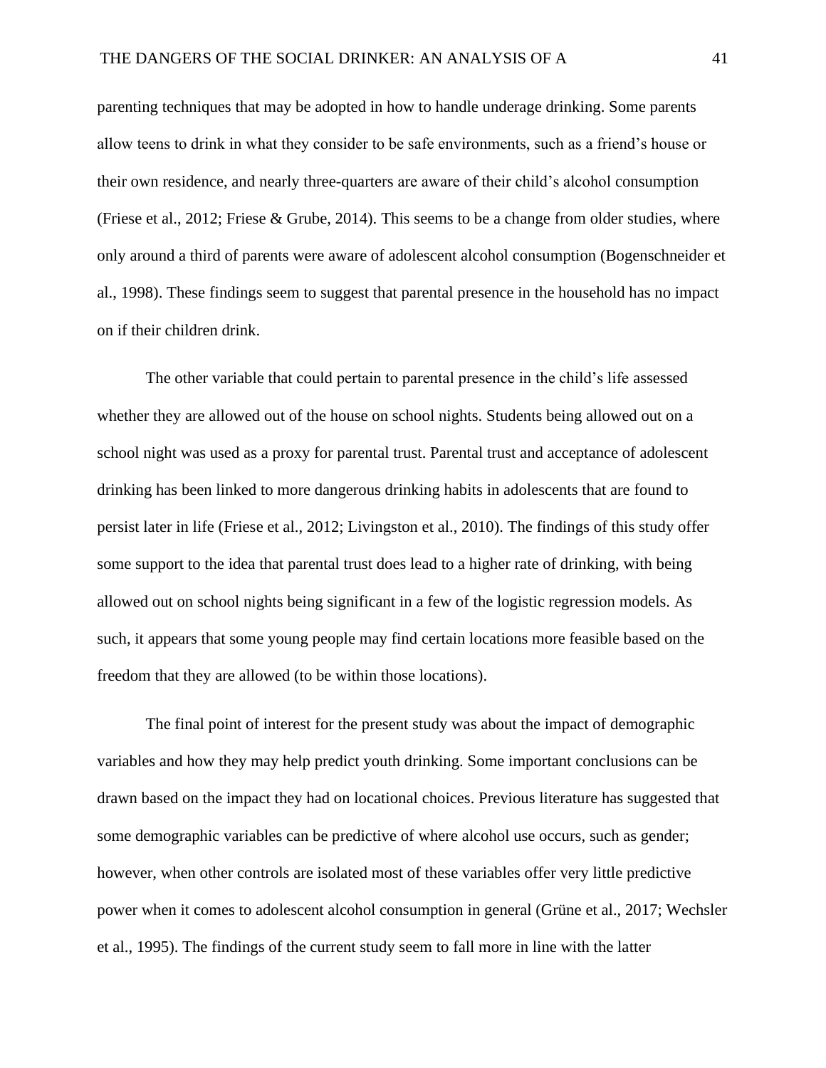parenting techniques that may be adopted in how to handle underage drinking. Some parents allow teens to drink in what they consider to be safe environments, such as a friend's house or their own residence, and nearly three-quarters are aware of their child's alcohol consumption (Friese et al., 2012; Friese & Grube, 2014). This seems to be a change from older studies, where only around a third of parents were aware of adolescent alcohol consumption (Bogenschneider et al., 1998). These findings seem to suggest that parental presence in the household has no impact on if their children drink.

The other variable that could pertain to parental presence in the child's life assessed whether they are allowed out of the house on school nights. Students being allowed out on a school night was used as a proxy for parental trust. Parental trust and acceptance of adolescent drinking has been linked to more dangerous drinking habits in adolescents that are found to persist later in life (Friese et al., 2012; Livingston et al., 2010). The findings of this study offer some support to the idea that parental trust does lead to a higher rate of drinking, with being allowed out on school nights being significant in a few of the logistic regression models. As such, it appears that some young people may find certain locations more feasible based on the freedom that they are allowed (to be within those locations).

The final point of interest for the present study was about the impact of demographic variables and how they may help predict youth drinking. Some important conclusions can be drawn based on the impact they had on locational choices. Previous literature has suggested that some demographic variables can be predictive of where alcohol use occurs, such as gender; however, when other controls are isolated most of these variables offer very little predictive power when it comes to adolescent alcohol consumption in general (Grüne et al., 2017; Wechsler et al., 1995). The findings of the current study seem to fall more in line with the latter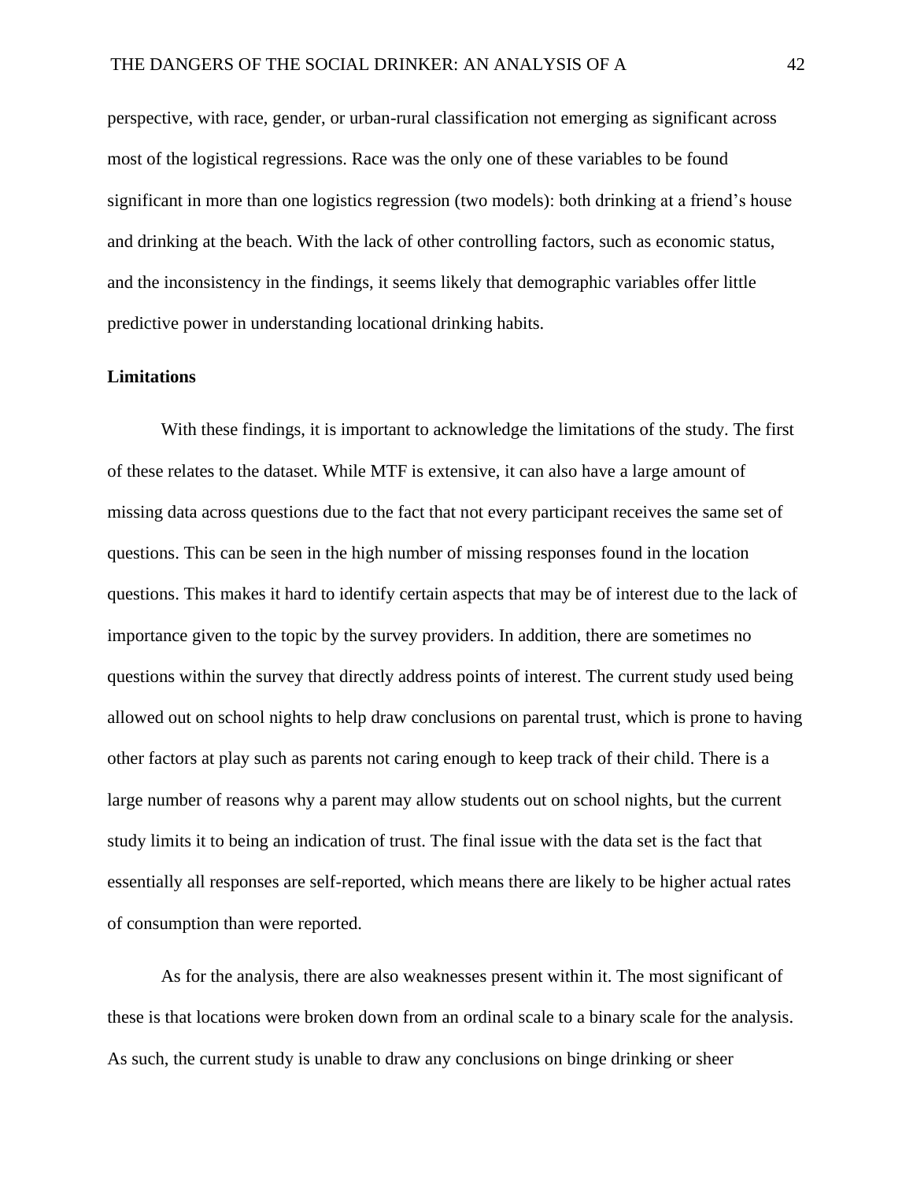perspective, with race, gender, or urban-rural classification not emerging as significant across most of the logistical regressions. Race was the only one of these variables to be found significant in more than one logistics regression (two models): both drinking at a friend's house and drinking at the beach. With the lack of other controlling factors, such as economic status, and the inconsistency in the findings, it seems likely that demographic variables offer little predictive power in understanding locational drinking habits.

**Limitations**

With these findings, it is important to acknowledge the limitations of the study. The first of these relates to the dataset. While MTF is extensive, it can also have a large amount of missing data across questions due to the fact that not every participant receives the same set of questions. This can be seen in the high number of missing responses found in the location questions. This makes it hard to identify certain aspects that may be of interest due to the lack of importance given to the topic by the survey providers. In addition, there are sometimes no questions within the survey that directly address points of interest. The current study used being allowed out on school nights to help draw conclusions on parental trust, which is prone to having other factors at play such as parents not caring enough to keep track of their child. There is a large number of reasons why a parent may allow students out on school nights, but the current study limits it to being an indication of trust. The final issue with the data set is the fact that essentially all responses are self-reported, which means there are likely to be higher actual rates of consumption than were reported.

As for the analysis, there are also weaknesses present within it. The most significant of these is that locations were broken down from an ordinal scale to a binary scale for the analysis. As such, the current study is unable to draw any conclusions on binge drinking or sheer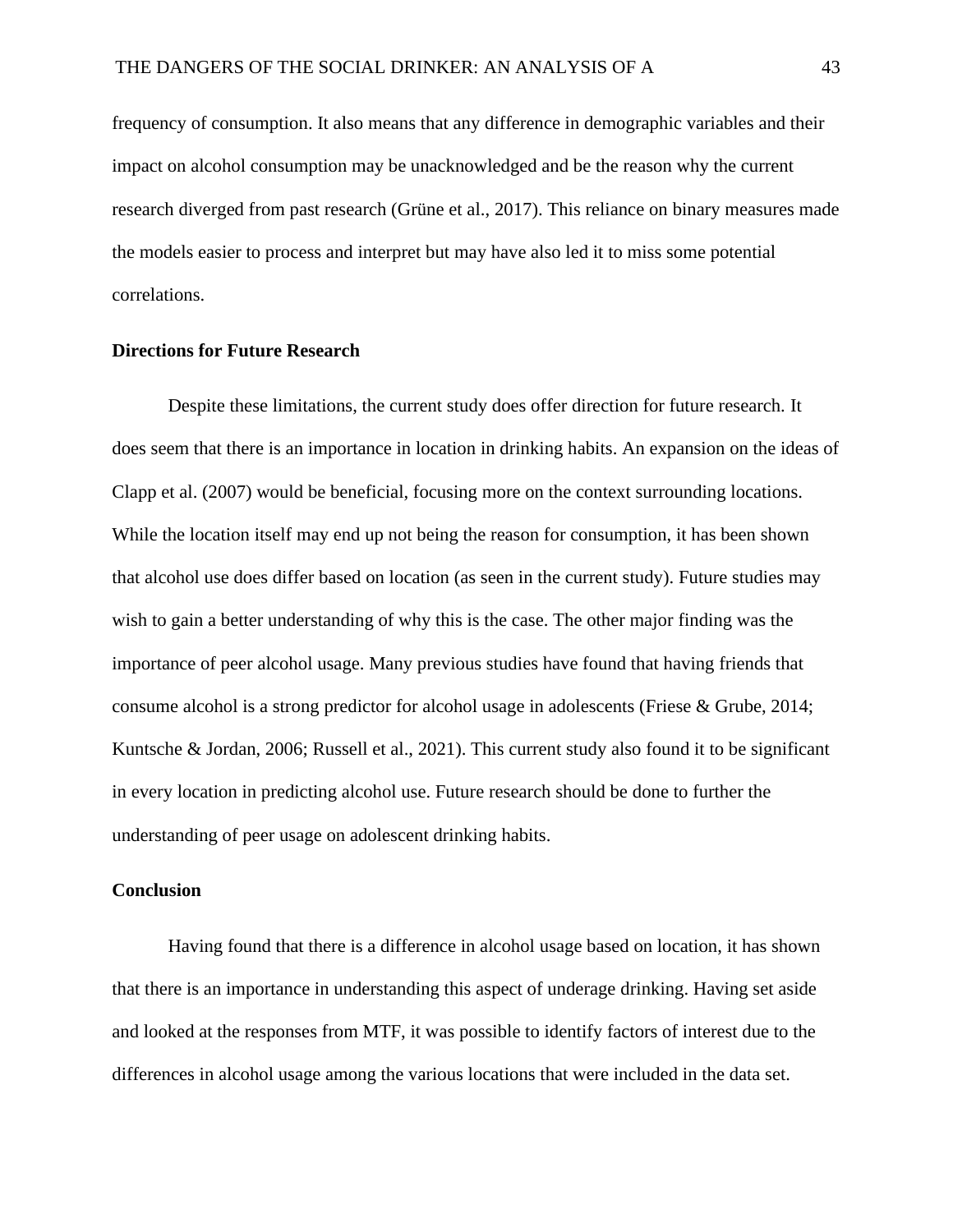frequency of consumption. It also means that any difference in demographic variables and their impact on alcohol consumption may be unacknowledged and be the reason why the current research diverged from past research (Grüne et al., 2017). This reliance on binary measures made the models easier to process and interpret but may have also led it to miss some potential correlations.

## Directions for Future Research

Despite these limitations, the current study does offer direction for future research. It does seem that there is an importance in location in drinking habits. An expansion on the ideas of Clapp et al. (2007) would be beneficial, focusing more on the context surrounding locations. While the location itself may end up not being the reason for consumption, it has been shown that alcohol use does differ based on location (as seen in the current study). Future studies may wish to gain a better understanding of why this is the case. The other major finding was the importance of peer alcohol usage. Many previous studies have found that having friends that consume alcohol is a strong predictor for alcohol usage in adolescents (Friese & Grube, 2014; Kuntsche & Jordan, 2006; Russell et al., 2021). This current study also found it to be significant in every location in predicting alcohol use. Future research should be done to further the understanding of peer usage on adolescent drinking habits.

## Conclusion

Having found that there is a difference in alcohol usage based on location, it has shown that there is an importance in understanding this aspect of underage drinking. Having set aside and looked at the responses from MTF, it was possible to identify factors of interest due to the differences in alcohol usage among the various locations that were included in the data set.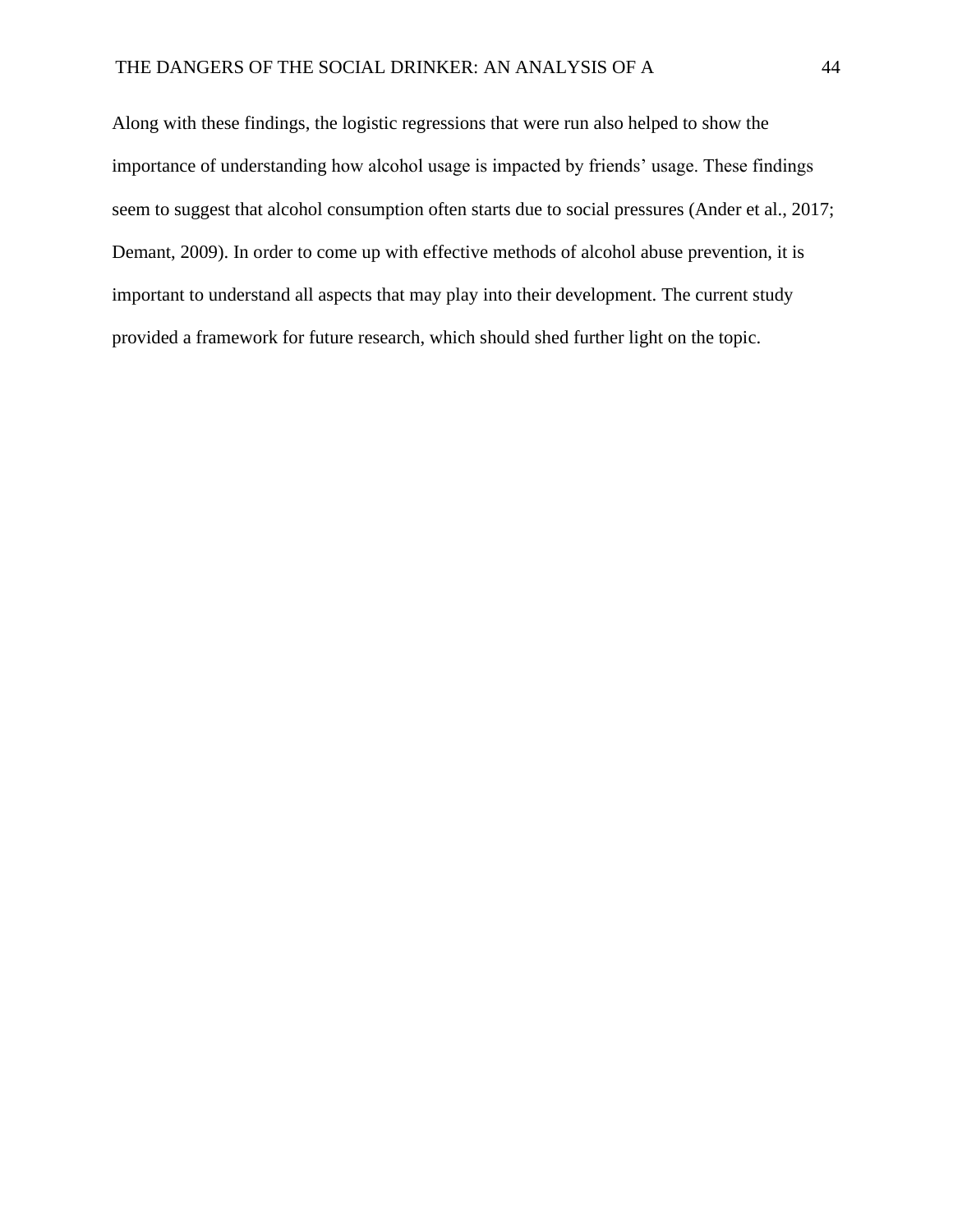Along with these findings, the logistic regressions that were run also helped to show the importance of understanding how alcohol usage is impacted by friends' usage. These findings seem to suggest that alcohol consumption often starts due to social pressures (Ander et al., 2017; Demant, 2009). In order to come up with effective methods of alcohol abuse prevention, it is important to understand all aspects that may play into their development. The current study provided a framework for future research, which should shed further light on the topic.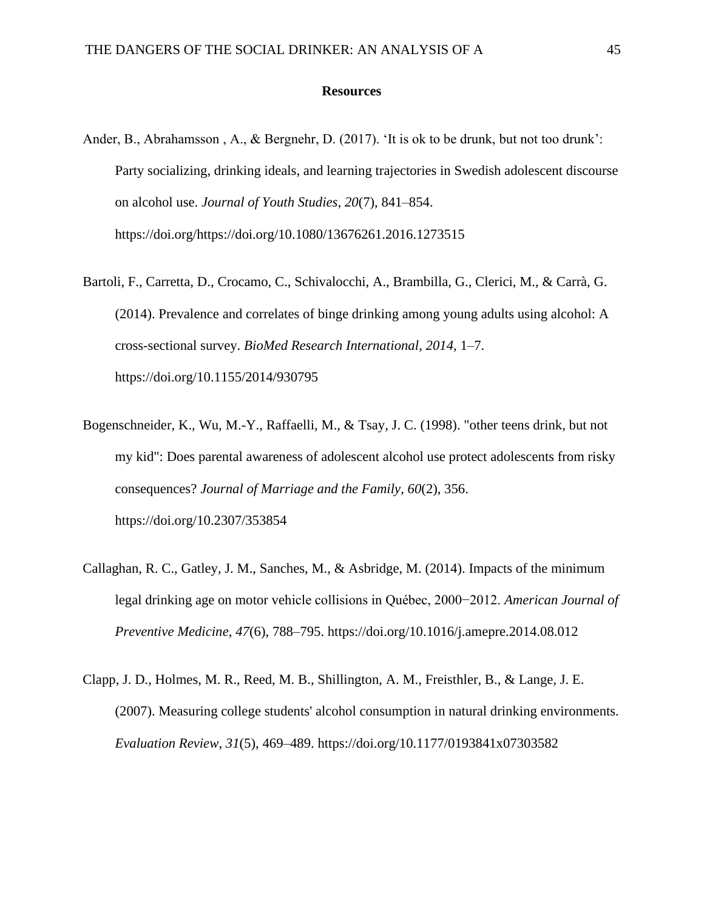**Resources**

Ander, B., Abrahamsson , A., & Bergnehr, D. (2017). 'It is ok to be drunk, but not too drunk': Party socializing, drinking ideals, and learning trajectories in Swedish adolescent discourse on alcohol use. *Journal of Youth Studies*, *20*(7), 841–854. https://doi.org/https://doi.org/10.1080/13676261.2016.1273515

Bartoli, F., Carretta, D., Crocamo, C., Schivalocchi, A., Brambilla, G., Clerici, M., & Carrà, G. (2014). Prevalence and correlates of binge drinking among young adults using alcohol: A cross-sectional survey. *BioMed Research International*, *2014,* 1–7. https://doi.org/10.1155/2014/930795

Bogenschneider, K., Wu, M.-Y., Raffaelli, M., & Tsay, J. C. (1998). "other teens drink, but not my kid": Does parental awareness of adolescent alcohol use protect adolescents from risky consequences? *Journal of Marriage and the Family*, *60*(2), 356. https://doi.org/10.2307/353854

Callaghan, R. C., Gatley, J. M., Sanches, M., & Asbridge, M. (2014). Impacts of the minimum legal drinking age on motor vehicle collisions in Québec, 2000−2012. *American Journal of Preventive Medicine*, *47*(6), 788–795. https://doi.org/10.1016/j.amepre.2014.08.012

Clapp, J. D., Holmes, M. R., Reed, M. B., Shillington, A. M., Freisthler, B., & Lange, J. E. (2007). Measuring college students' alcohol consumption in natural drinking environments. *Evaluation Review*, *31*(5), 469–489. https://doi.org/10.1177/0193841x07303582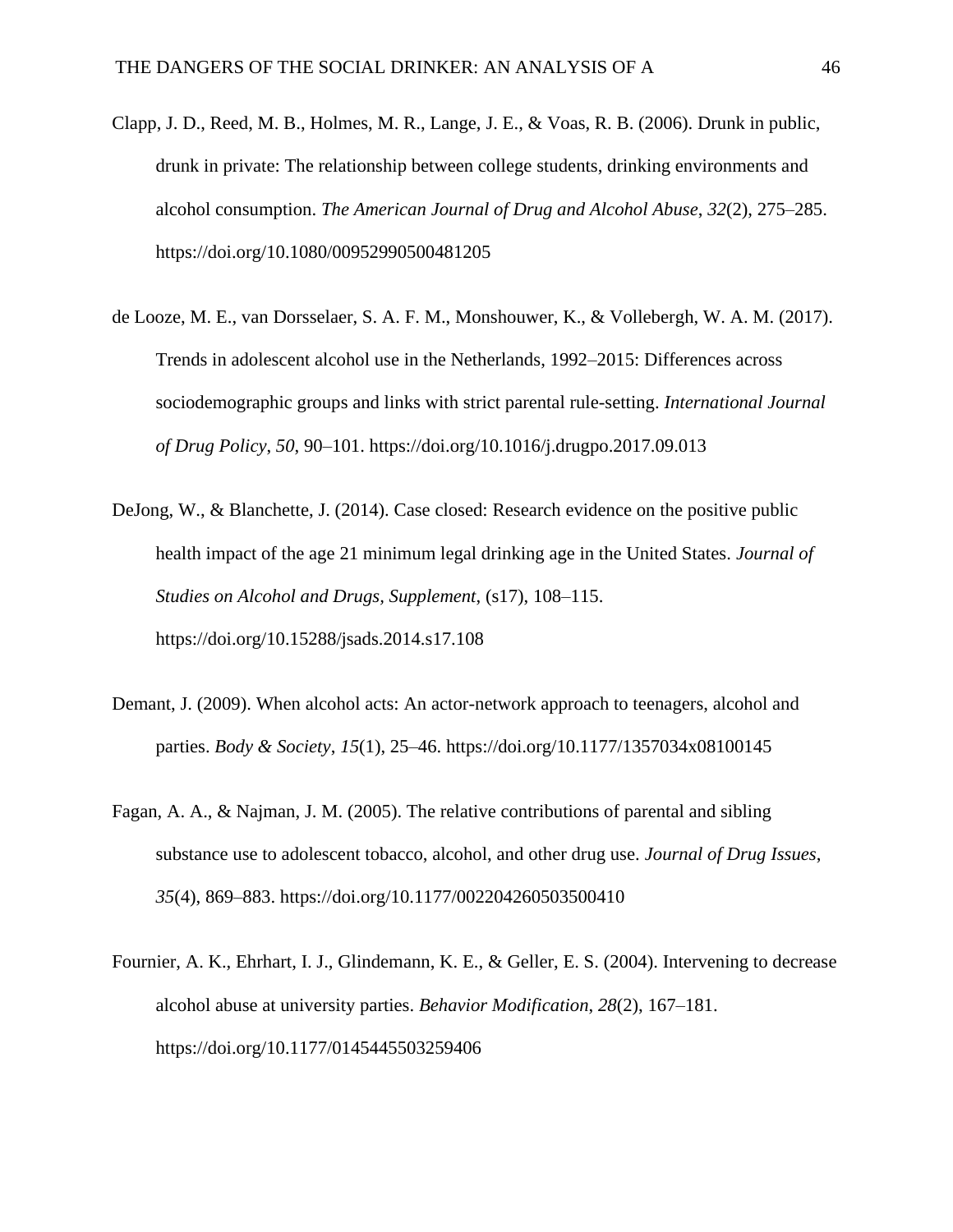Clapp, J. D., Reed, M. B., Holmes, M. R., Lange, J. E., & Voas, R. B. (2006). Drunk in public, drunk in private: The relationship between college students, drinking environments and alcohol consumption. *The American Journal of Drug and Alcohol Abuse*, *32*(2), 275–285. https://doi.org/10.1080/00952990500481205

de Looze, M. E., van Dorsselaer, S. A. F. M., Monshouwer, K., & Vollebergh, W. A. M. (2017). Trends in adolescent alcohol use in the Netherlands, 1992–2015: Differences across sociodemographic groups and links with strict parental rule-setting. *International Journal of Drug Policy*, *50*, 90–101. https://doi.org/10.1016/j.drugpo.2017.09.013

DeJong, W., & Blanchette, J. (2014). Case closed: Research evidence on the positive public health impact of the age 21 minimum legal drinking age in the United States. *Journal of Studies on Alcohol and Drugs, Supplement*, (s17), 108–115. https://doi.org/10.15288/jsads.2014.s17.108

Demant, J. (2009). When alcohol acts: An actor-network approach to teenagers, alcohol and parties. *Body & Society*, *15*(1), 25–46. https://doi.org/10.1177/1357034x08100145

Fagan, A. A., & Najman, J. M. (2005). The relative contributions of parental and sibling substance use to adolescent tobacco, alcohol, and other drug use. *Journal of Drug Issues*, *35*(4), 869–883. https://doi.org/10.1177/002204260503500410

Fournier, A. K., Ehrhart, I. J., Glindemann, K. E., & Geller, E. S. (2004). Intervening to decrease alcohol abuse at university parties. *Behavior Modification*, *28*(2), 167–181. https://doi.org/10.1177/0145445503259406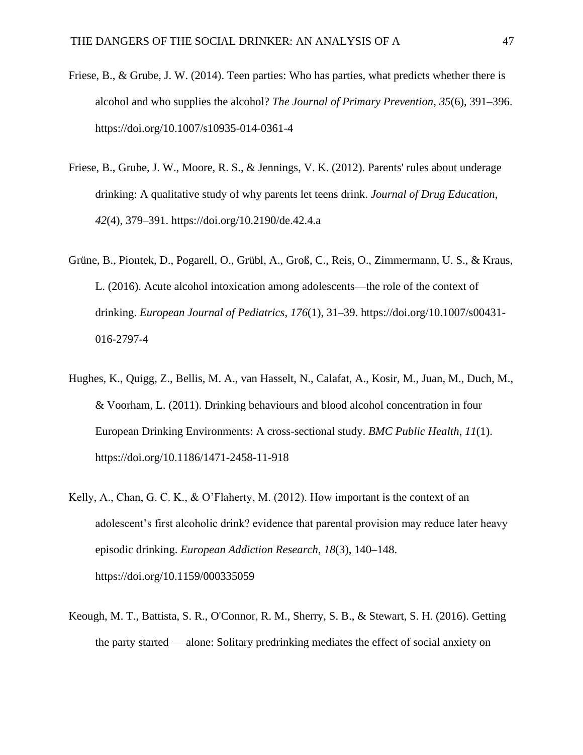Friese, B., & Grube, J. W. (2014). Teen parties: Who has parties, what predicts whether there is alcohol and who supplies the alcohol? *The Journal of Primary Prevention*, *35*(6), 391–396. https://doi.org/10.1007/s10935-014-0361-4

Friese, B., Grube, J. W., Moore, R. S., & Jennings, V. K. (2012). Parents' rules about underage drinking: A qualitative study of why parents let teens drink. *Journal of Drug Education*, *42*(4), 379–391. https://doi.org/10.2190/de.42.4.a

Grüne, B., Piontek, D., Pogarell, O., Grübl, A., Groß, C., Reis, O., Zimmermann, U. S., & Kraus, L. (2016). Acute alcohol intoxication among adolescents—the role of the context of drinking. *European Journal of Pediatrics*, *176*(1), 31–39. https://doi.org/10.1007/s00431-016-2797-4

Hughes, K., Quigg, Z., Bellis, M. A., van Hasselt, N., Calafat, A., Kosir, M., Juan, M., Duch, M., & Voorham, L. (2011). Drinking behaviours and blood alcohol concentration in four European Drinking Environments: A cross-sectional study. *BMC Public Health*, *11*(1). https://doi.org/10.1186/1471-2458-11-918

Kelly, A., Chan, G. C. K., & O'Flaherty, M. (2012). How important is the context of an adolescent's first alcoholic drink? evidence that parental provision may reduce later heavy episodic drinking. *European Addiction Research*, *18*(3), 140–148. https://doi.org/10.1159/000335059

Keough, M. T., Battista, S. R., O'Connor, R. M., Sherry, S. B., & Stewart, S. H. (2016). Getting the party started — alone: Solitary predrinking mediates the effect of social anxiety on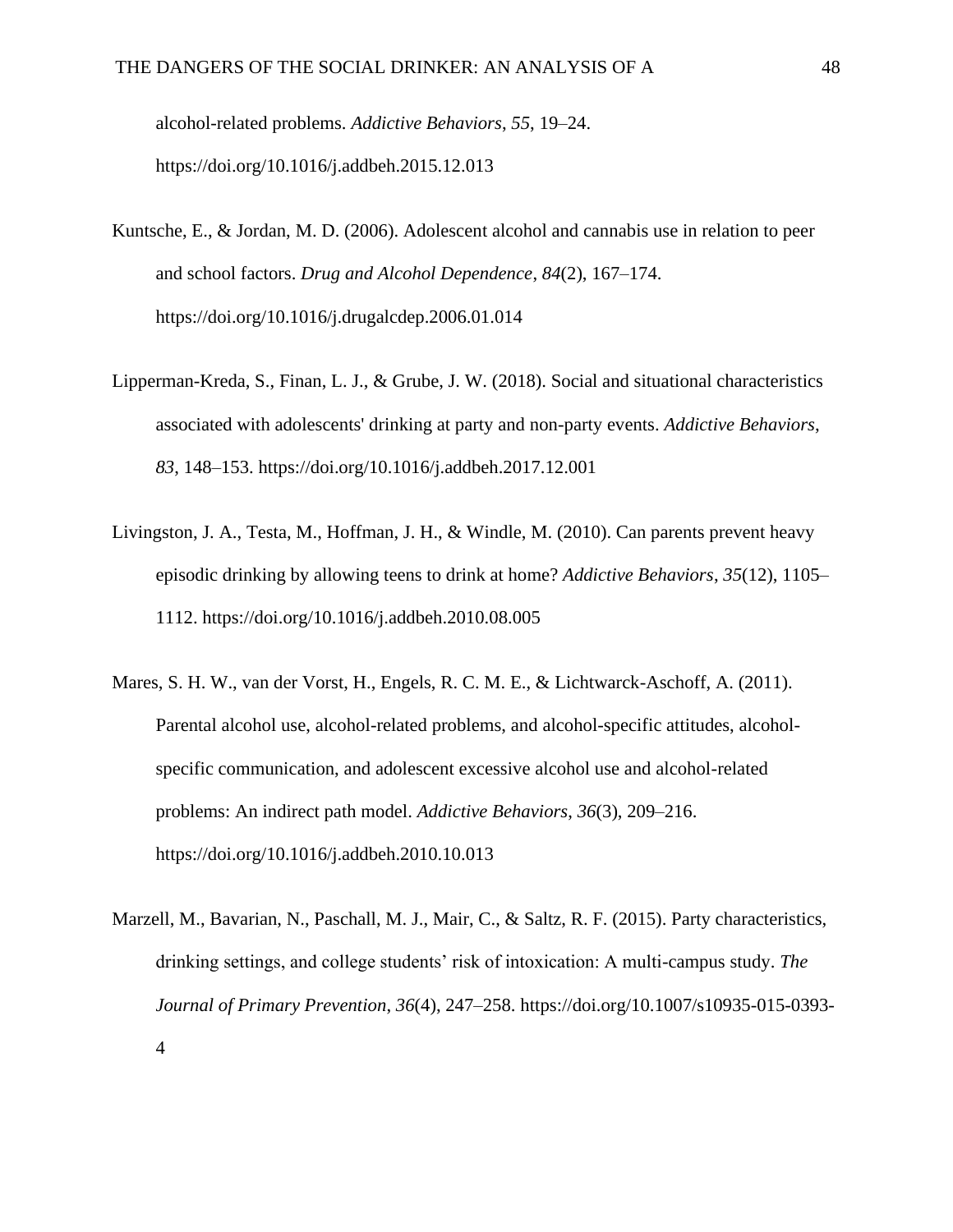alcohol-related problems. *Addictive Behaviors*, *55*, 19–24. https://doi.org/10.1016/j.addbeh.2015.12.013

Kuntsche, E., & Jordan, M. D. (2006). Adolescent alcohol and cannabis use in relation to peer and school factors. *Drug and Alcohol Dependence*, *84*(2), 167–174. https://doi.org/10.1016/j.drugalcdep.2006.01.014

Lipperman-Kreda, S., Finan, L. J., & Grube, J. W. (2018). Social and situational characteristics associated with adolescents' drinking at party and non-party events. *Addictive Behaviors*, *83*, 148–153. https://doi.org/10.1016/j.addbeh.2017.12.001

Livingston, J. A., Testa, M., Hoffman, J. H., & Windle, M. (2010). Can parents prevent heavy episodic drinking by allowing teens to drink at home? *Addictive Behaviors*, *35*(12), 1105–1112. https://doi.org/10.1016/j.addbeh.2010.08.005

Mares, S. H. W., van der Vorst, H., Engels, R. C. M. E., & Lichtwarck-Aschoff, A. (2011). Parental alcohol use, alcohol-related problems, and alcohol-specific attitudes, alcohol-specific communication, and adolescent excessive alcohol use and alcohol-related problems: An indirect path model. *Addictive Behaviors*, *36*(3), 209–216. https://doi.org/10.1016/j.addbeh.2010.10.013

Marzell, M., Bavarian, N., Paschall, M. J., Mair, C., & Saltz, R. F. (2015). Party characteristics, drinking settings, and college students' risk of intoxication: A multi-campus study. *The Journal of Primary Prevention*, *36*(4), 247–258. https://doi.org/10.1007/s10935-015-0393-4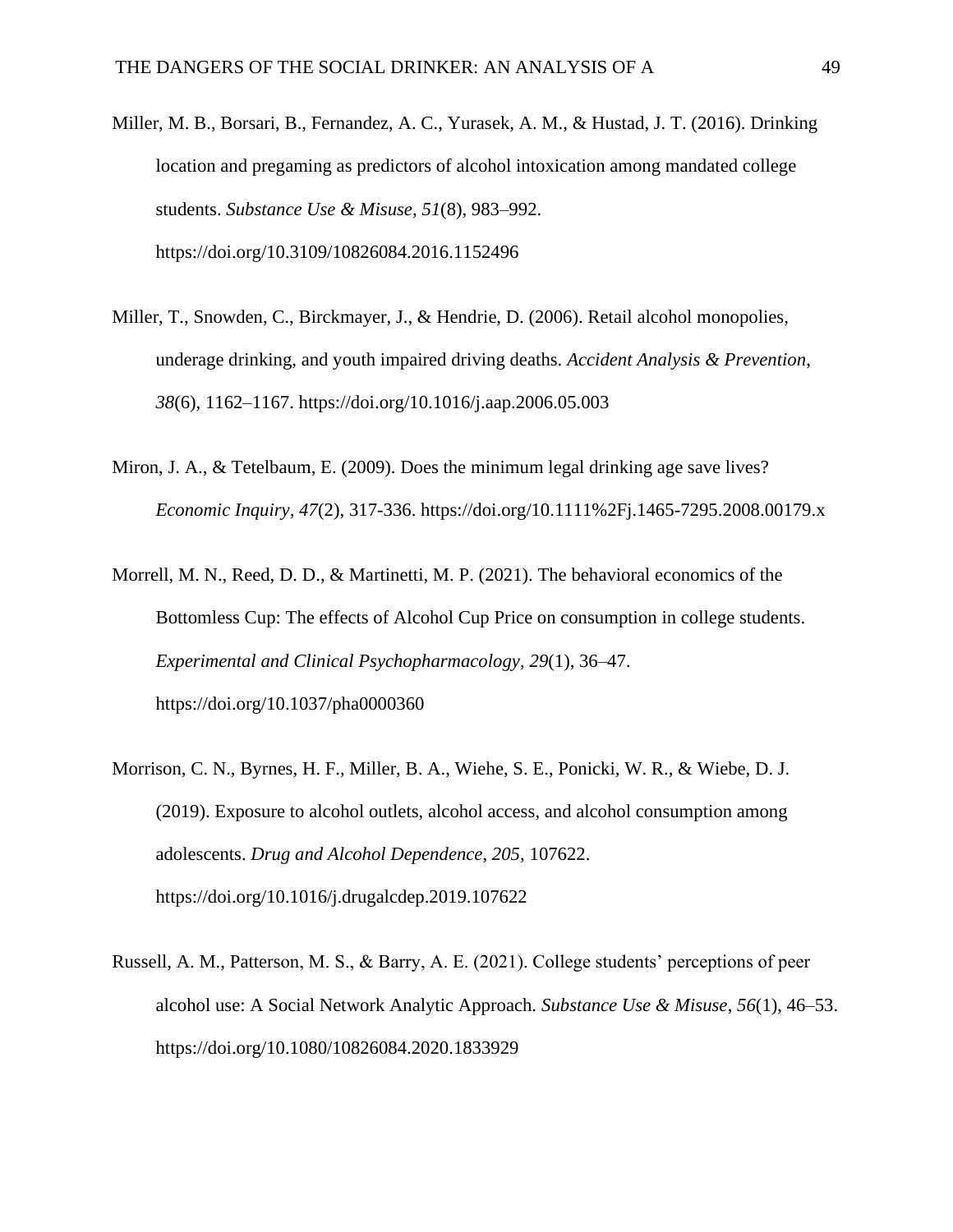Miller, M. B., Borsari, B., Fernandez, A. C., Yurasek, A. M., & Hustad, J. T. (2016). Drinking location and pregaming as predictors of alcohol intoxication among mandated college students. *Substance Use & Misuse*, *51*(8), 983–992. https://doi.org/10.3109/10826084.2016.1152496

Miller, T., Snowden, C., Birckmayer, J., & Hendrie, D. (2006). Retail alcohol monopolies, underage drinking, and youth impaired driving deaths. *Accident Analysis & Prevention*, *38*(6), 1162–1167. https://doi.org/10.1016/j.aap.2006.05.003

Miron, J. A., & Tetelbaum, E. (2009). Does the minimum legal drinking age save lives? *Economic Inquiry*, *47*(2), 317-336. https://doi.org/10.1111%2Fj.1465-7295.2008.00179.x

Morrell, M. N., Reed, D. D., & Martinetti, M. P. (2021). The behavioral economics of the Bottomless Cup: The effects of Alcohol Cup Price on consumption in college students. *Experimental and Clinical Psychopharmacology*, *29*(1), 36–47. https://doi.org/10.1037/pha0000360

Morrison, C. N., Byrnes, H. F., Miller, B. A., Wiehe, S. E., Ponicki, W. R., & Wiebe, D. J. (2019). Exposure to alcohol outlets, alcohol access, and alcohol consumption among adolescents. *Drug and Alcohol Dependence*, *205*, 107622. https://doi.org/10.1016/j.drugalcdep.2019.107622

Russell, A. M., Patterson, M. S., & Barry, A. E. (2021). College students' perceptions of peer alcohol use: A Social Network Analytic Approach. *Substance Use & Misuse*, *56*(1), 46–53. https://doi.org/10.1080/10826084.2020.1833929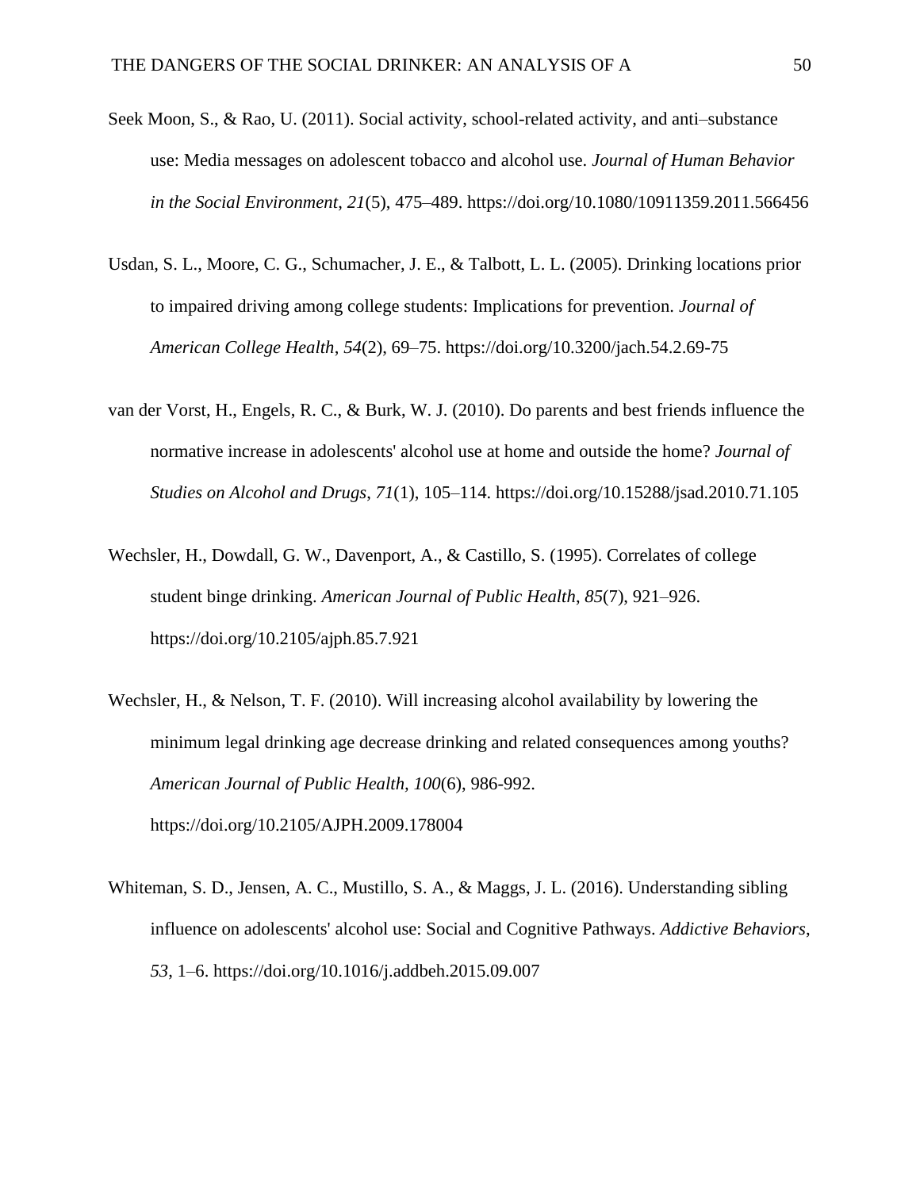Seek Moon, S., & Rao, U. (2011). Social activity, school-related activity, and anti–substance use: Media messages on adolescent tobacco and alcohol use. *Journal of Human Behavior in the Social Environment, 21*(5), 475–489. https://doi.org/10.1080/10911359.2011.566456

Usdan, S. L., Moore, C. G., Schumacher, J. E., & Talbott, L. L. (2005). Drinking locations prior to impaired driving among college students: Implications for prevention. *Journal of American College Health*, *54*(2), 69–75. https://doi.org/10.3200/jach.54.2.69-75

van der Vorst, H., Engels, R. C., & Burk, W. J. (2010). Do parents and best friends influence the normative increase in adolescents' alcohol use at home and outside the home? *Journal of Studies on Alcohol and Drugs*, *71*(1), 105–114. https://doi.org/10.15288/jsad.2010.71.105

Wechsler, H., Dowdall, G. W., Davenport, A., & Castillo, S. (1995). Correlates of college student binge drinking. *American Journal of Public Health*, *85*(7), 921–926. https://doi.org/10.2105/ajph.85.7.921

Wechsler, H., & Nelson, T. F. (2010). Will increasing alcohol availability by lowering the minimum legal drinking age decrease drinking and related consequences among youths? *American Journal of Public Health, 100*(6), 986-992. https://doi.org/10.2105/AJPH.2009.178004

Whiteman, S. D., Jensen, A. C., Mustillo, S. A., & Maggs, J. L. (2016). Understanding sibling influence on adolescents' alcohol use: Social and Cognitive Pathways. *Addictive Behaviors*, *53*, 1–6. https://doi.org/10.1016/j.addbeh.2015.09.007